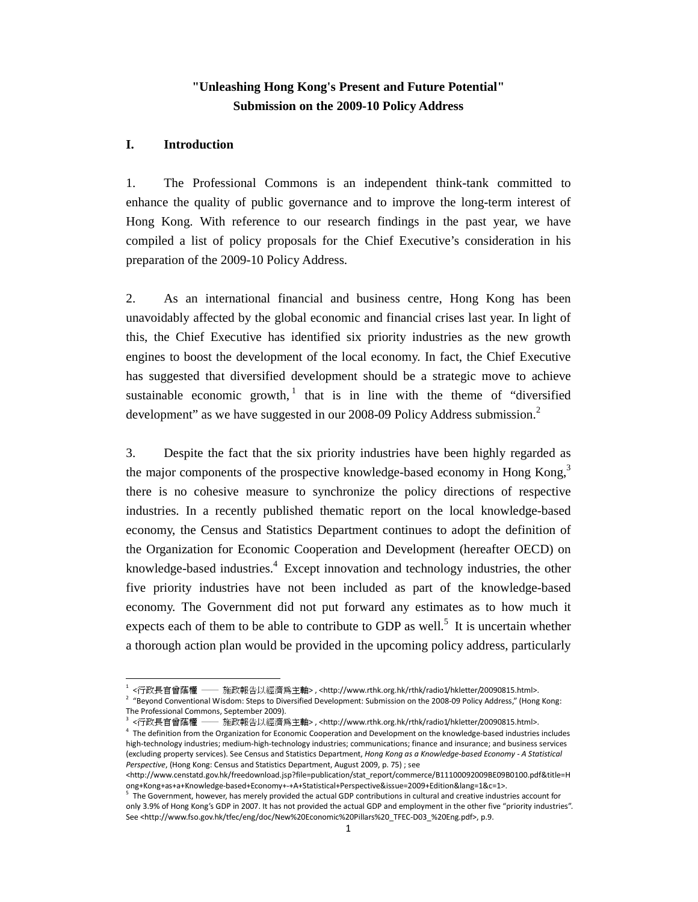# "Unleashing Hong Kong's Present and Future Potential"
# Submission on the 2009-10 Policy Address

## I. Introduction

1. The Professional Commons is an independent think-tank committed to enhance the quality of public governance and to improve the long-term interest of Hong Kong. With reference to our research findings in the past year, we have compiled a list of policy proposals for the Chief Executive's consideration in his preparation of the 2009-10 Policy Address.

2. As an international financial and business centre, Hong Kong has been unavoidably affected by the global economic and financial crises last year. In light of this, the Chief Executive has identified six priority industries as the new growth engines to boost the development of the local economy. In fact, the Chief Executive has suggested that diversified development should be a strategic move to achieve sustainable economic growth,[1] that is in line with the theme of "diversified development" as we have suggested in our 2008-09 Policy Address submission.[2]

3. Despite the fact that the six priority industries have been highly regarded as the major components of the prospective knowledge-based economy in Hong Kong,[3] there is no cohesive measure to synchronize the policy directions of respective industries. In a recently published thematic report on the local knowledge-based economy, the Census and Statistics Department continues to adopt the definition of the Organization for Economic Cooperation and Development (hereafter OECD) on knowledge-based industries.[4] Except innovation and technology industries, the other five priority industries have not been included as part of the knowledge-based economy. The Government did not put forward any estimates as to how much it expects each of them to be able to contribute to GDP as well.[5] It is uncertain whether a thorough action plan would be provided in the upcoming policy address, particularly

---

[1] <行政長官曾蔭權 —— 施政報告以經濟為主軸> , <http://www.rthk.org.hk/rthk/radio1/hkletter/20090815.html>.

[2] "Beyond Conventional Wisdom: Steps to Diversified Development: Submission on the 2008-09 Policy Address," (Hong Kong: The Professional Commons, September 2009).

[3] <行政長官曾蔭權 —— 施政報告以經濟為主軸> , <http://www.rthk.org.hk/rthk/radio1/hkletter/20090815.html>.

[4] The definition from the Organization for Economic Cooperation and Development on the knowledge-based industries includes high-technology industries; medium-high-technology industries; communications; finance and insurance; and business services (excluding property services). See Census and Statistics Department, *Hong Kong as a Knowledge-based Economy - A Statistical Perspective*, (Hong Kong: Census and Statistics Department, August 2009, p. 75) ; see <http://www.censtatd.gov.hk/freedownload.jsp?file=publication/stat_report/commerce/B11100092009BE09B0100.pdf&title=Hong+Kong+as+a+Knowledge-based+Economy+-+A+Statistical+Perspective&issue=2009+Edition&lang=1&c=1>.

[5] The Government, however, has merely provided the actual GDP contributions in cultural and creative industries account for only 3.9% of Hong Kong's GDP in 2007. It has not provided the actual GDP and employment in the other five "priority industries". See <http://www.fso.gov.hk/tfec/eng/doc/New%20Economic%20Pillars%20_TFEC-D03_%20Eng.pdf>, p.9.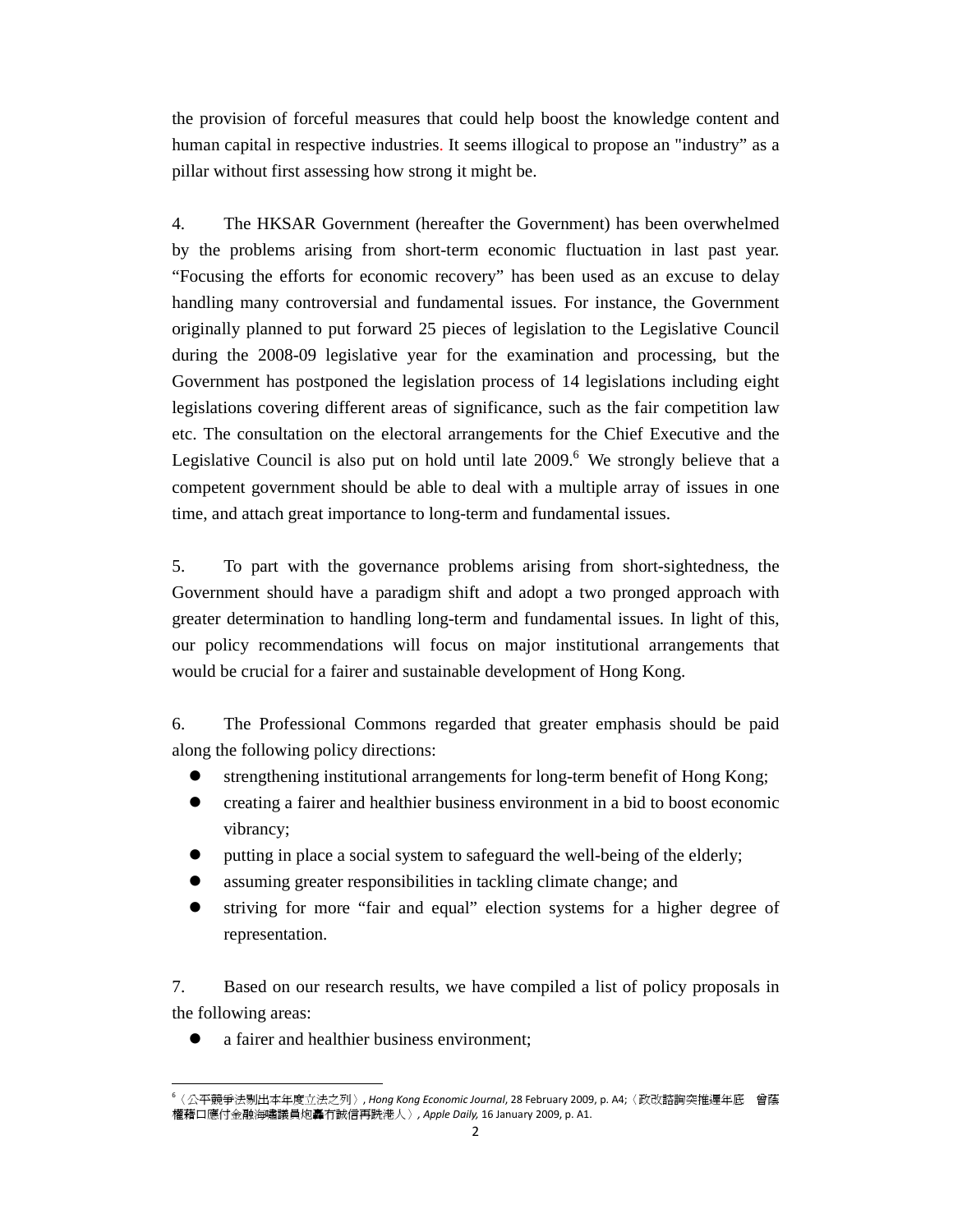the provision of forceful measures that could help boost the knowledge content and human capital in respective industries. It seems illogical to propose an "industry” as a pillar without first assessing how strong it might be.

4. The HKSAR Government (hereafter the Government) has been overwhelmed by the problems arising from short-term economic fluctuation in last past year. “Focusing the efforts for economic recovery” has been used as an excuse to delay handling many controversial and fundamental issues. For instance, the Government originally planned to put forward 25 pieces of legislation to the Legislative Council during the 2008-09 legislative year for the examination and processing, but the Government has postponed the legislation process of 14 legislations including eight legislations covering different areas of significance, such as the fair competition law etc. The consultation on the electoral arrangements for the Chief Executive and the Legislative Council is also put on hold until late 2009.[6] We strongly believe that a competent government should be able to deal with a multiple array of issues in one time, and attach great importance to long-term and fundamental issues.

5. To part with the governance problems arising from short-sightedness, the Government should have a paradigm shift and adopt a two pronged approach with greater determination to handling long-term and fundamental issues. In light of this, our policy recommendations will focus on major institutional arrangements that would be crucial for a fairer and sustainable development of Hong Kong.

6. The Professional Commons regarded that greater emphasis should be paid along the following policy directions:

- strengthening institutional arrangements for long-term benefit of Hong Kong;
- creating a fairer and healthier business environment in a bid to boost economic vibrancy;
- putting in place a social system to safeguard the well-being of the elderly;
- assuming greater responsibilities in tackling climate change; and
- striving for more “fair and equal” election systems for a higher degree of representation.

7. Based on our research results, we have compiled a list of policy proposals in the following areas:

- a fairer and healthier business environment;

---

[6]〈公平競爭法剔出本年度立法之列〉, *Hong Kong Economic Journal*, 28 February 2009, p. A4;〈政改諮詢突推遲年底　曾蔭權藉口應付金融海嘯議員炮轟冇誠信再跣港人〉, *Apple Daily,* 16 January 2009, p. A1.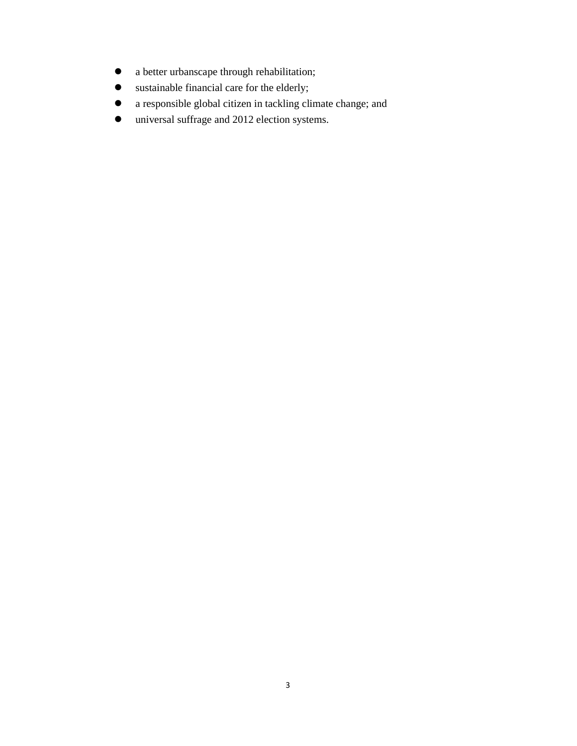- a better urbanscape through rehabilitation;
- sustainable financial care for the elderly;
- a responsible global citizen in tackling climate change; and
- universal suffrage and 2012 election systems.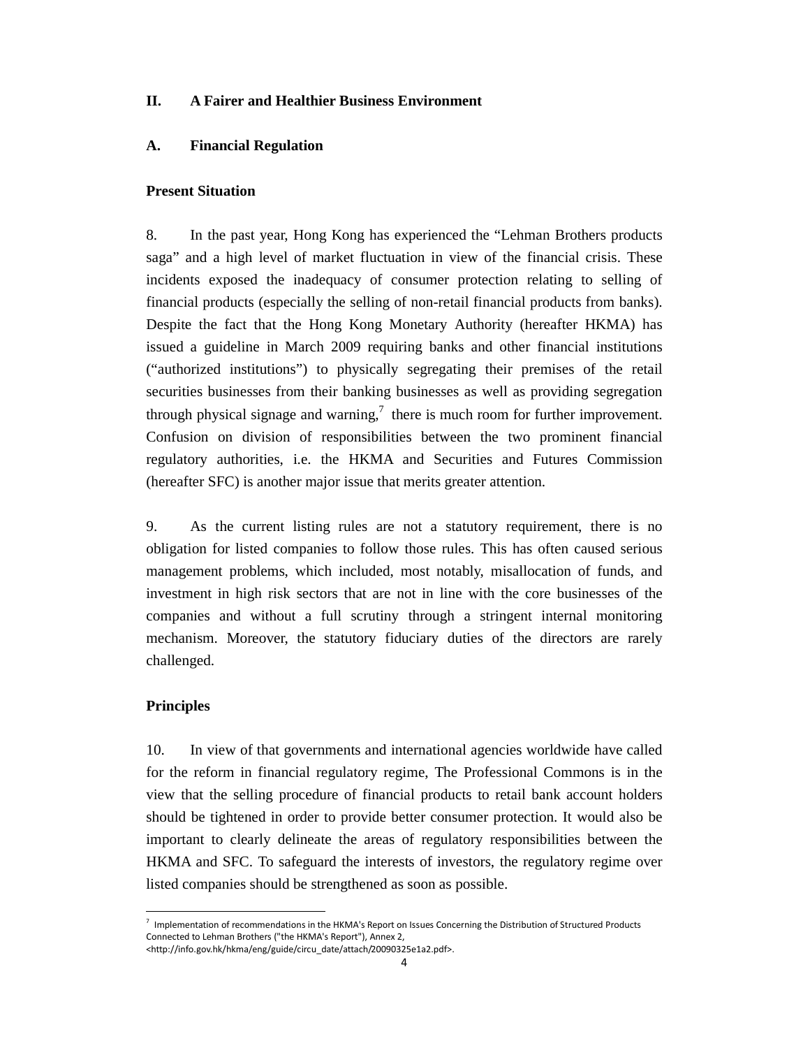## II. A Fairer and Healthier Business Environment

### A. Financial Regulation

**Present Situation**

8. In the past year, Hong Kong has experienced the "Lehman Brothers products saga" and a high level of market fluctuation in view of the financial crisis. These incidents exposed the inadequacy of consumer protection relating to selling of financial products (especially the selling of non-retail financial products from banks). Despite the fact that the Hong Kong Monetary Authority (hereafter HKMA) has issued a guideline in March 2009 requiring banks and other financial institutions ("authorized institutions") to physically segregating their premises of the retail securities businesses from their banking businesses as well as providing segregation through physical signage and warning,[7] there is much room for further improvement. Confusion on division of responsibilities between the two prominent financial regulatory authorities, i.e. the HKMA and Securities and Futures Commission (hereafter SFC) is another major issue that merits greater attention.

9. As the current listing rules are not a statutory requirement, there is no obligation for listed companies to follow those rules. This has often caused serious management problems, which included, most notably, misallocation of funds, and investment in high risk sectors that are not in line with the core businesses of the companies and without a full scrutiny through a stringent internal monitoring mechanism. Moreover, the statutory fiduciary duties of the directors are rarely challenged.

**Principles**

10. In view of that governments and international agencies worldwide have called for the reform in financial regulatory regime, The Professional Commons is in the view that the selling procedure of financial products to retail bank account holders should be tightened in order to provide better consumer protection. It would also be important to clearly delineate the areas of regulatory responsibilities between the HKMA and SFC. To safeguard the interests of investors, the regulatory regime over listed companies should be strengthened as soon as possible.

---

[7] Implementation of recommendations in the HKMA's Report on Issues Concerning the Distribution of Structured Products Connected to Lehman Brothers ("the HKMA's Report"), Annex 2, <http://info.gov.hk/hkma/eng/guide/circu_date/attach/20090325e1a2.pdf>.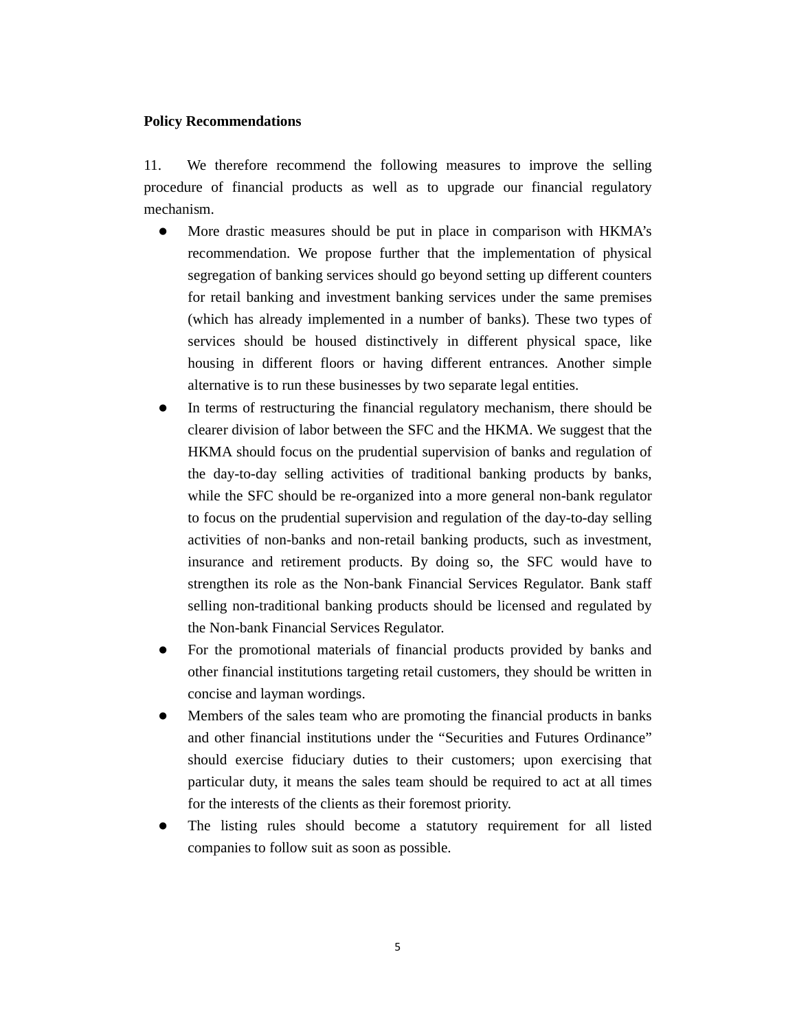**Policy Recommendations**

11. We therefore recommend the following measures to improve the selling procedure of financial products as well as to upgrade our financial regulatory mechanism.

- More drastic measures should be put in place in comparison with HKMA's recommendation. We propose further that the implementation of physical segregation of banking services should go beyond setting up different counters for retail banking and investment banking services under the same premises (which has already implemented in a number of banks). These two types of services should be housed distinctively in different physical space, like housing in different floors or having different entrances. Another simple alternative is to run these businesses by two separate legal entities.
- In terms of restructuring the financial regulatory mechanism, there should be clearer division of labor between the SFC and the HKMA. We suggest that the HKMA should focus on the prudential supervision of banks and regulation of the day-to-day selling activities of traditional banking products by banks, while the SFC should be re-organized into a more general non-bank regulator to focus on the prudential supervision and regulation of the day-to-day selling activities of non-banks and non-retail banking products, such as investment, insurance and retirement products. By doing so, the SFC would have to strengthen its role as the Non-bank Financial Services Regulator. Bank staff selling non-traditional banking products should be licensed and regulated by the Non-bank Financial Services Regulator.
- For the promotional materials of financial products provided by banks and other financial institutions targeting retail customers, they should be written in concise and layman wordings.
- Members of the sales team who are promoting the financial products in banks and other financial institutions under the "Securities and Futures Ordinance" should exercise fiduciary duties to their customers; upon exercising that particular duty, it means the sales team should be required to act at all times for the interests of the clients as their foremost priority.
- The listing rules should become a statutory requirement for all listed companies to follow suit as soon as possible.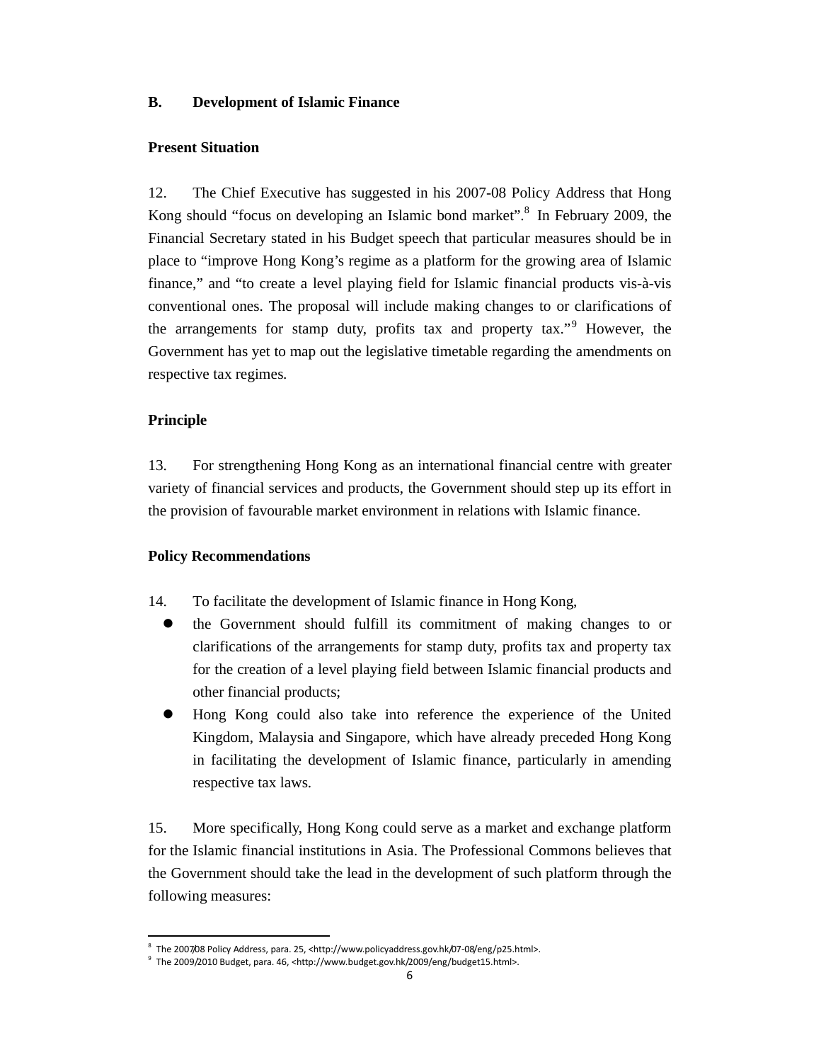**B. Development of Islamic Finance**

**Present Situation**

12. The Chief Executive has suggested in his 2007-08 Policy Address that Hong Kong should "focus on developing an Islamic bond market".[8] In February 2009, the Financial Secretary stated in his Budget speech that particular measures should be in place to "improve Hong Kong's regime as a platform for the growing area of Islamic finance," and "to create a level playing field for Islamic financial products vis-à-vis conventional ones. The proposal will include making changes to or clarifications of the arrangements for stamp duty, profits tax and property tax."[9] However, the Government has yet to map out the legislative timetable regarding the amendments on respective tax regimes.

**Principle**

13. For strengthening Hong Kong as an international financial centre with greater variety of financial services and products, the Government should step up its effort in the provision of favourable market environment in relations with Islamic finance.

**Policy Recommendations**

14. To facilitate the development of Islamic finance in Hong Kong,

- the Government should fulfill its commitment of making changes to or clarifications of the arrangements for stamp duty, profits tax and property tax for the creation of a level playing field between Islamic financial products and other financial products;
- Hong Kong could also take into reference the experience of the United Kingdom, Malaysia and Singapore, which have already preceded Hong Kong in facilitating the development of Islamic finance, particularly in amending respective tax laws.

15. More specifically, Hong Kong could serve as a market and exchange platform for the Islamic financial institutions in Asia. The Professional Commons believes that the Government should take the lead in the development of such platform through the following measures:

---

[8] The 2007/08 Policy Address, para. 25, <http://www.policyaddress.gov.hk/07-08/eng/p25.html>.

[9] The 2009/2010 Budget, para. 46, <http://www.budget.gov.hk/2009/eng/budget15.html>.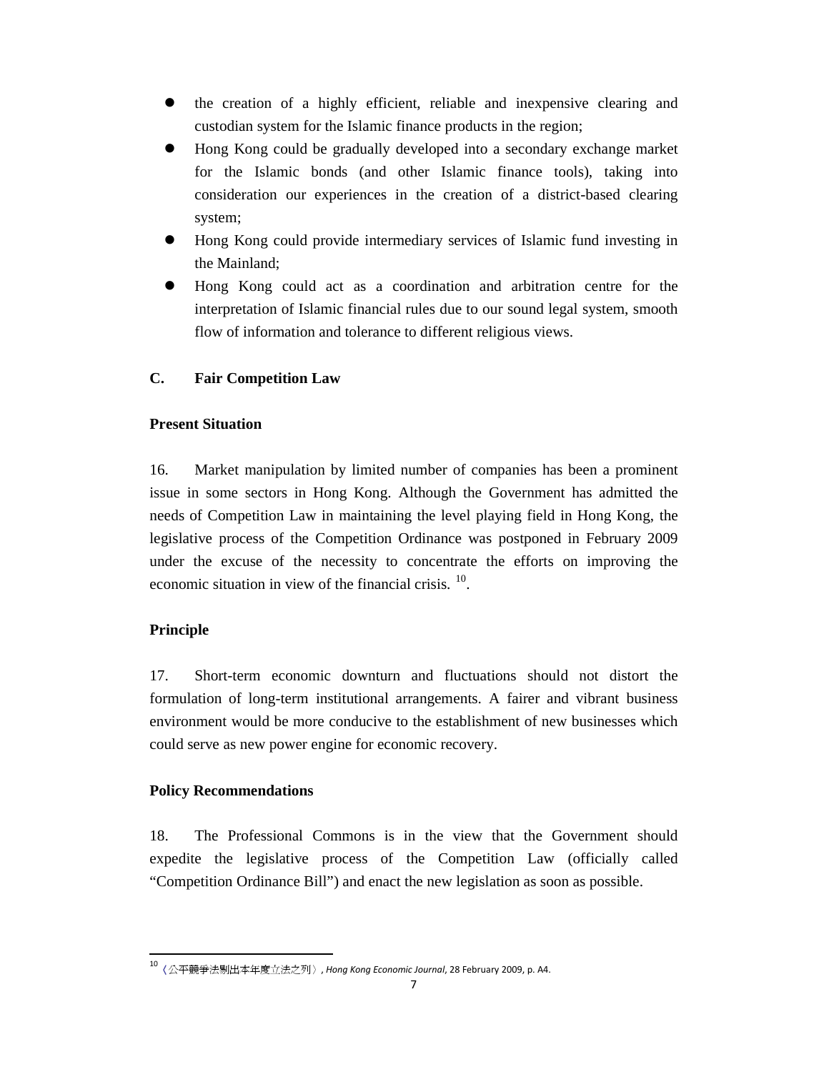- the creation of a highly efficient, reliable and inexpensive clearing and custodian system for the Islamic finance products in the region;
- Hong Kong could be gradually developed into a secondary exchange market for the Islamic bonds (and other Islamic finance tools), taking into consideration our experiences in the creation of a district-based clearing system;
- Hong Kong could provide intermediary services of Islamic fund investing in the Mainland;
- Hong Kong could act as a coordination and arbitration centre for the interpretation of Islamic financial rules due to our sound legal system, smooth flow of information and tolerance to different religious views.

## C. Fair Competition Law

### Present Situation

16. Market manipulation by limited number of companies has been a prominent issue in some sectors in Hong Kong. Although the Government has admitted the needs of Competition Law in maintaining the level playing field in Hong Kong, the legislative process of the Competition Ordinance was postponed in February 2009 under the excuse of the necessity to concentrate the efforts on improving the economic situation in view of the financial crisis. [10].

### Principle

17. Short-term economic downturn and fluctuations should not distort the formulation of long-term institutional arrangements. A fairer and vibrant business environment would be more conducive to the establishment of new businesses which could serve as new power engine for economic recovery.

### Policy Recommendations

18. The Professional Commons is in the view that the Government should expedite the legislative process of the Competition Law (officially called "Competition Ordinance Bill") and enact the new legislation as soon as possible.

---

[10] 〈公平競爭法剔出本年度立法之列〉, *Hong Kong Economic Journal*, 28 February 2009, p. A4.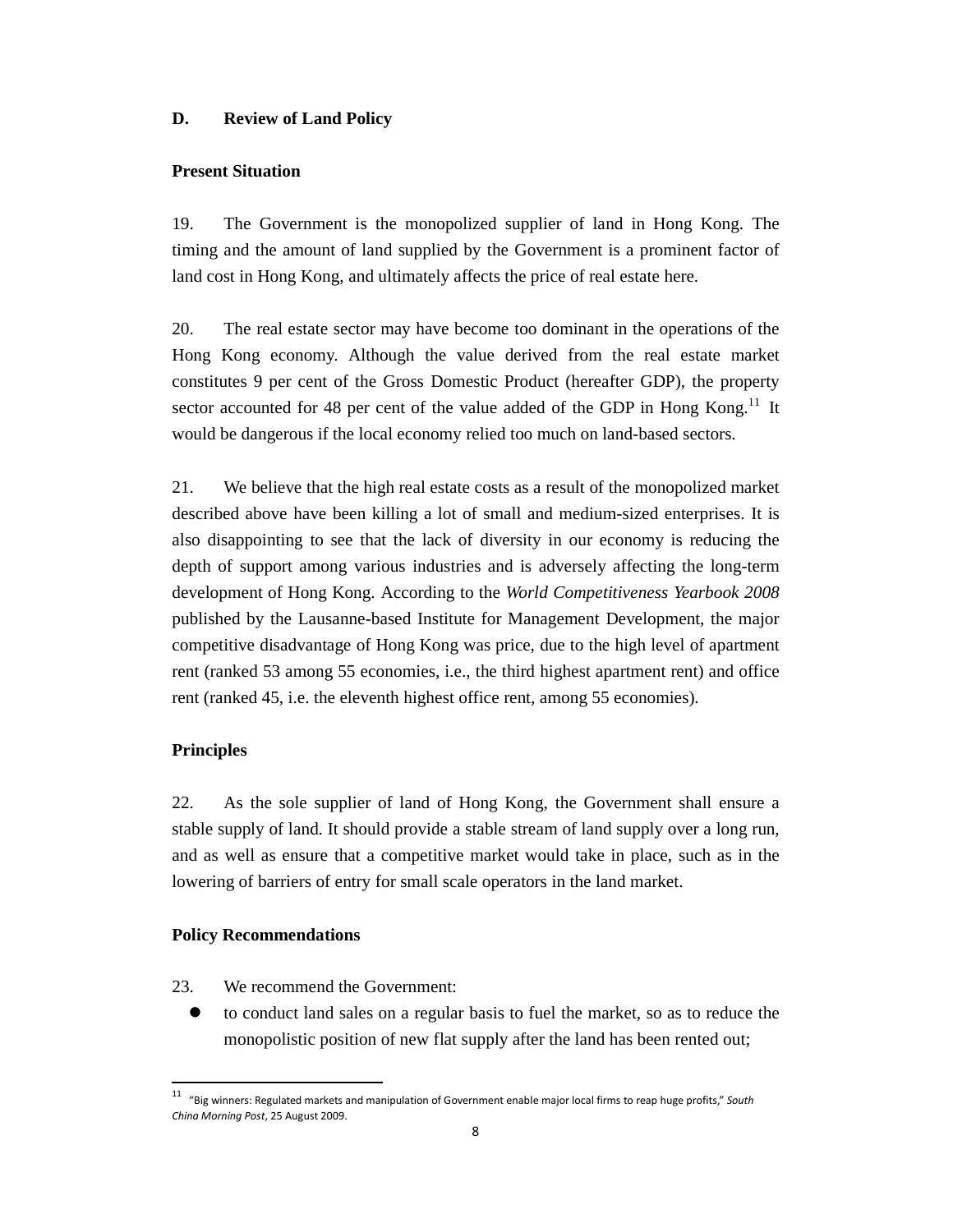## D. Review of Land Policy

### Present Situation

19. The Government is the monopolized supplier of land in Hong Kong. The timing and the amount of land supplied by the Government is a prominent factor of land cost in Hong Kong, and ultimately affects the price of real estate here.

20. The real estate sector may have become too dominant in the operations of the Hong Kong economy. Although the value derived from the real estate market constitutes 9 per cent of the Gross Domestic Product (hereafter GDP), the property sector accounted for 48 per cent of the value added of the GDP in Hong Kong.[11] It would be dangerous if the local economy relied too much on land-based sectors.

21. We believe that the high real estate costs as a result of the monopolized market described above have been killing a lot of small and medium-sized enterprises. It is also disappointing to see that the lack of diversity in our economy is reducing the depth of support among various industries and is adversely affecting the long-term development of Hong Kong. According to the *World Competitiveness Yearbook 2008* published by the Lausanne-based Institute for Management Development, the major competitive disadvantage of Hong Kong was price, due to the high level of apartment rent (ranked 53 among 55 economies, i.e., the third highest apartment rent) and office rent (ranked 45, i.e. the eleventh highest office rent, among 55 economies).

### Principles

22. As the sole supplier of land of Hong Kong, the Government shall ensure a stable supply of land. It should provide a stable stream of land supply over a long run, and as well as ensure that a competitive market would take in place, such as in the lowering of barriers of entry for small scale operators in the land market.

### Policy Recommendations

23. We recommend the Government:

- to conduct land sales on a regular basis to fuel the market, so as to reduce the monopolistic position of new flat supply after the land has been rented out;

---

[11] "Big winners: Regulated markets and manipulation of Government enable major local firms to reap huge profits," *South China Morning Post*, 25 August 2009.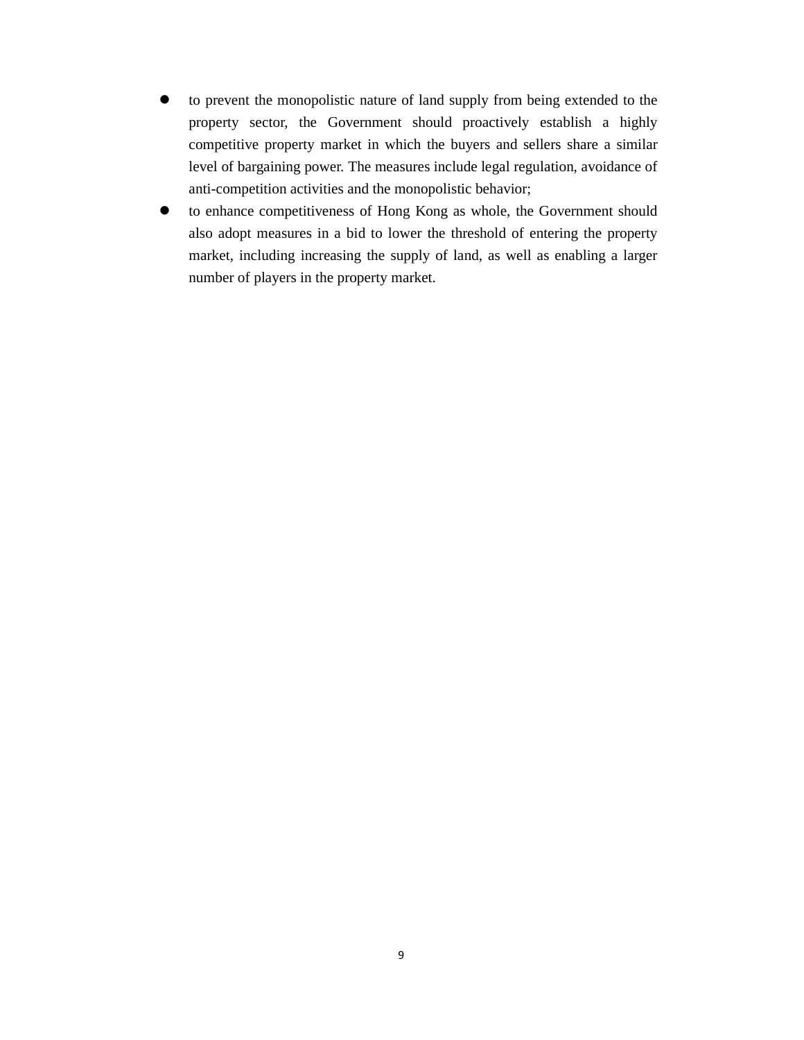- to prevent the monopolistic nature of land supply from being extended to the property sector, the Government should proactively establish a highly competitive property market in which the buyers and sellers share a similar level of bargaining power. The measures include legal regulation, avoidance of anti-competition activities and the monopolistic behavior;
- to enhance competitiveness of Hong Kong as whole, the Government should also adopt measures in a bid to lower the threshold of entering the property market, including increasing the supply of land, as well as enabling a larger number of players in the property market.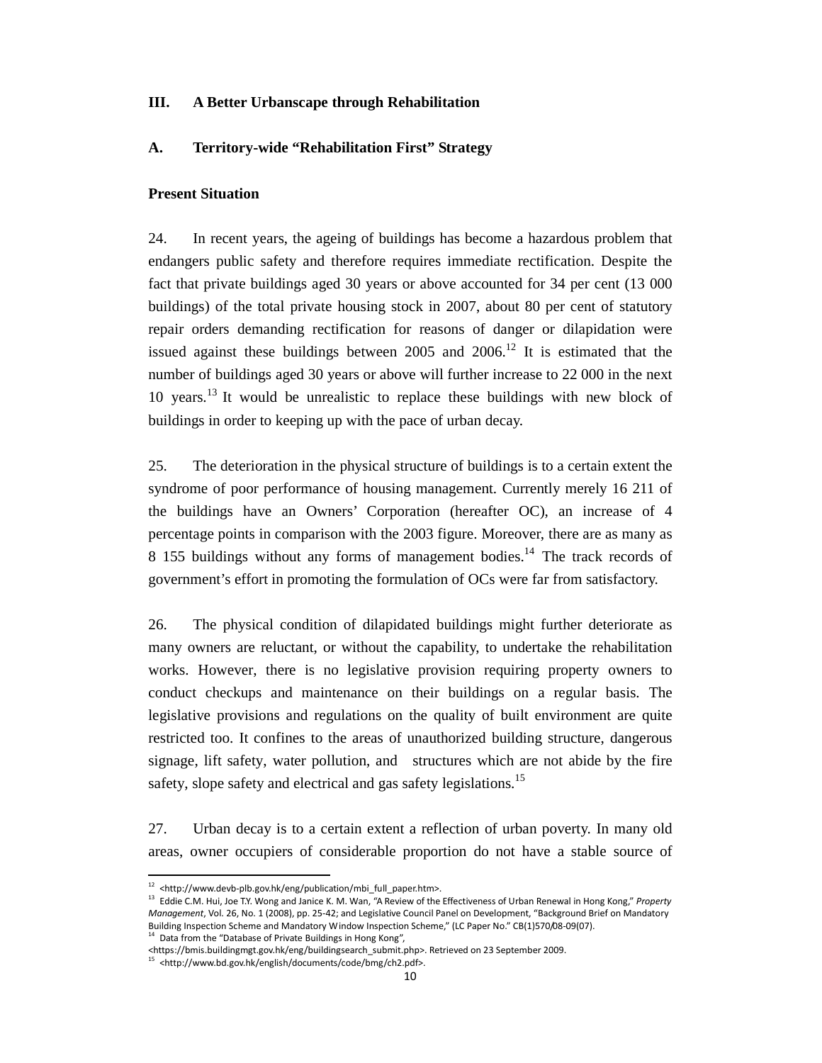## III. A Better Urbanscape through Rehabilitation

### A. Territory-wide "Rehabilitation First" Strategy

**Present Situation**

24. In recent years, the ageing of buildings has become a hazardous problem that endangers public safety and therefore requires immediate rectification. Despite the fact that private buildings aged 30 years or above accounted for 34 per cent (13 000 buildings) of the total private housing stock in 2007, about 80 per cent of statutory repair orders demanding rectification for reasons of danger or dilapidation were issued against these buildings between 2005 and 2006.[12] It is estimated that the number of buildings aged 30 years or above will further increase to 22 000 in the next 10 years.[13] It would be unrealistic to replace these buildings with new block of buildings in order to keeping up with the pace of urban decay.

25. The deterioration in the physical structure of buildings is to a certain extent the syndrome of poor performance of housing management. Currently merely 16 211 of the buildings have an Owners' Corporation (hereafter OC), an increase of 4 percentage points in comparison with the 2003 figure. Moreover, there are as many as 8 155 buildings without any forms of management bodies.[14] The track records of government's effort in promoting the formulation of OCs were far from satisfactory.

26. The physical condition of dilapidated buildings might further deteriorate as many owners are reluctant, or without the capability, to undertake the rehabilitation works. However, there is no legislative provision requiring property owners to conduct checkups and maintenance on their buildings on a regular basis. The legislative provisions and regulations on the quality of built environment are quite restricted too. It confines to the areas of unauthorized building structure, dangerous signage, lift safety, water pollution, and structures which are not abide by the fire safety, slope safety and electrical and gas safety legislations.[15]

27. Urban decay is to a certain extent a reflection of urban poverty. In many old areas, owner occupiers of considerable proportion do not have a stable source of

---

[12] <http://www.devb-plb.gov.hk/eng/publication/mbi_full_paper.htm>.

[13] Eddie C.M. Hui, Joe T.Y. Wong and Janice K. M. Wan, "A Review of the Effectiveness of Urban Renewal in Hong Kong," *Property Management*, Vol. 26, No. 1 (2008), pp. 25-42; and Legislative Council Panel on Development, "Background Brief on Mandatory Building Inspection Scheme and Mandatory Window Inspection Scheme," (LC Paper No." CB(1)570/08-09(07).

[14] Data from the "Database of Private Buildings in Hong Kong", <https://bmis.buildingmgt.gov.hk/eng/buildingsearch_submit.php>. Retrieved on 23 September 2009.

[15] <http://www.bd.gov.hk/english/documents/code/bmg/ch2.pdf>.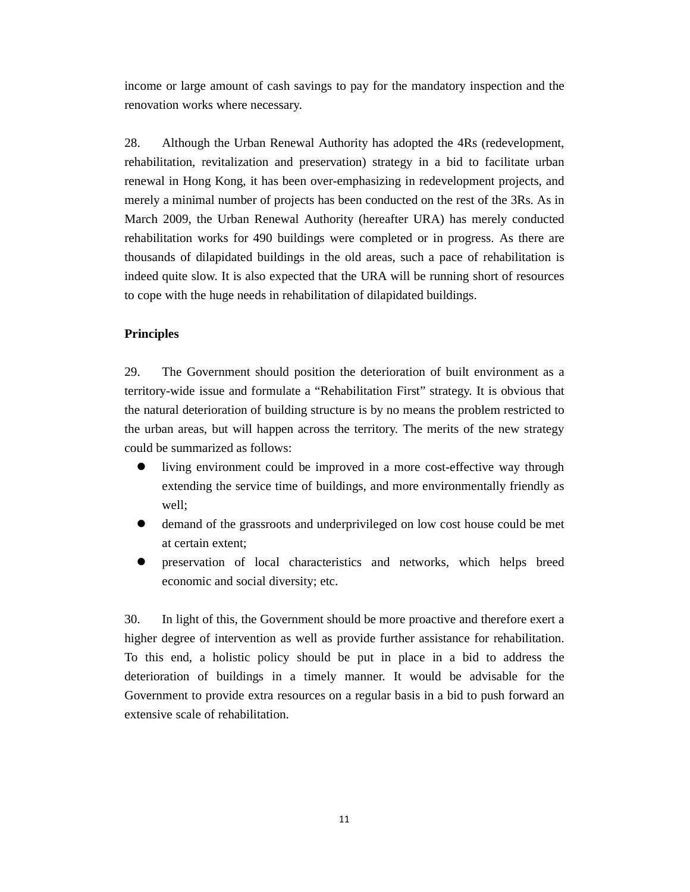income or large amount of cash savings to pay for the mandatory inspection and the renovation works where necessary.

28. Although the Urban Renewal Authority has adopted the 4Rs (redevelopment, rehabilitation, revitalization and preservation) strategy in a bid to facilitate urban renewal in Hong Kong, it has been over-emphasizing in redevelopment projects, and merely a minimal number of projects has been conducted on the rest of the 3Rs. As in March 2009, the Urban Renewal Authority (hereafter URA) has merely conducted rehabilitation works for 490 buildings were completed or in progress. As there are thousands of dilapidated buildings in the old areas, such a pace of rehabilitation is indeed quite slow. It is also expected that the URA will be running short of resources to cope with the huge needs in rehabilitation of dilapidated buildings.

**Principles**

29. The Government should position the deterioration of built environment as a territory-wide issue and formulate a "Rehabilitation First" strategy. It is obvious that the natural deterioration of building structure is by no means the problem restricted to the urban areas, but will happen across the territory. The merits of the new strategy could be summarized as follows:

- living environment could be improved in a more cost-effective way through extending the service time of buildings, and more environmentally friendly as well;
- demand of the grassroots and underprivileged on low cost house could be met at certain extent;
- preservation of local characteristics and networks, which helps breed economic and social diversity; etc.

30. In light of this, the Government should be more proactive and therefore exert a higher degree of intervention as well as provide further assistance for rehabilitation. To this end, a holistic policy should be put in place in a bid to address the deterioration of buildings in a timely manner. It would be advisable for the Government to provide extra resources on a regular basis in a bid to push forward an extensive scale of rehabilitation.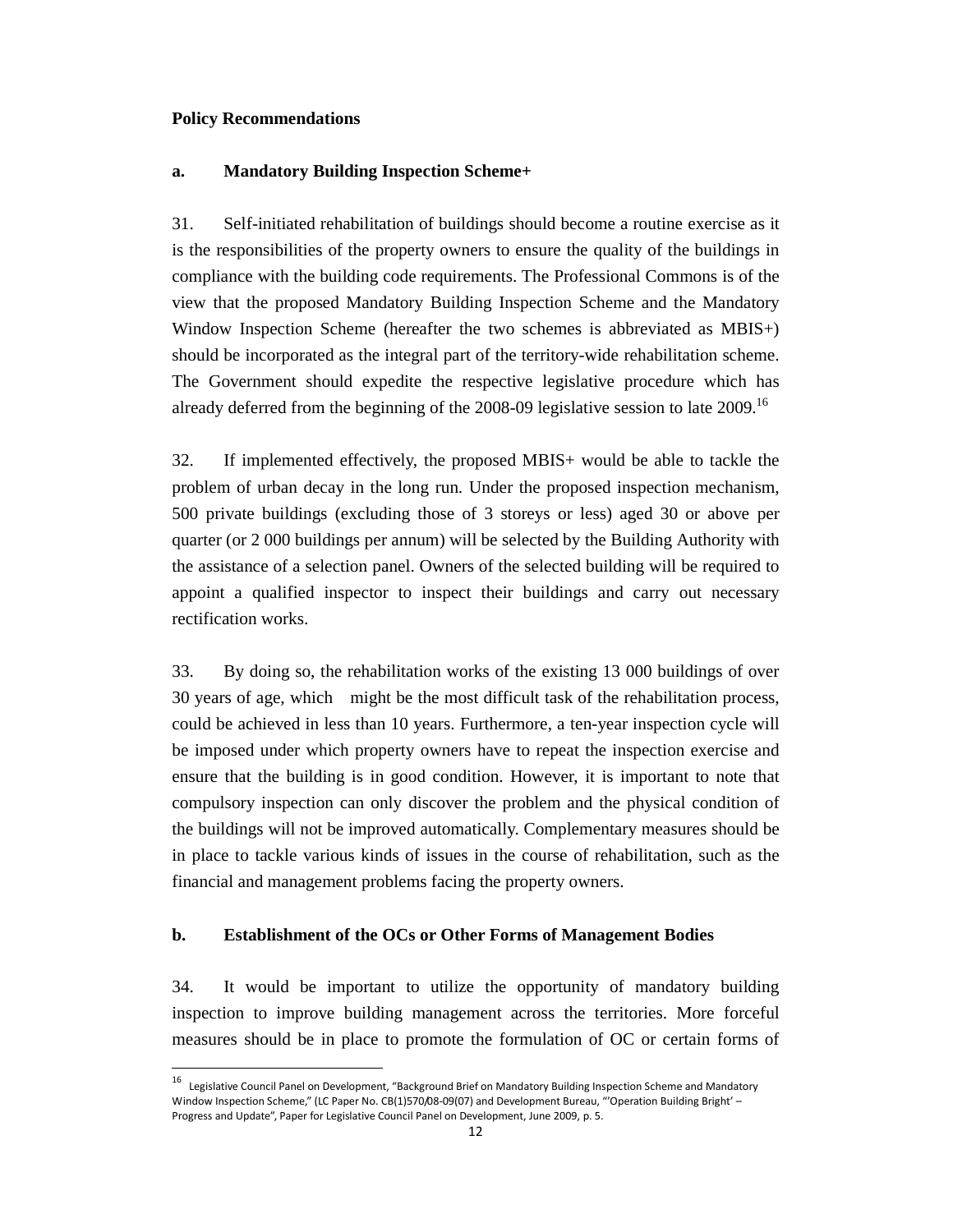**Policy Recommendations**

**a. Mandatory Building Inspection Scheme+**

31. Self-initiated rehabilitation of buildings should become a routine exercise as it is the responsibilities of the property owners to ensure the quality of the buildings in compliance with the building code requirements. The Professional Commons is of the view that the proposed Mandatory Building Inspection Scheme and the Mandatory Window Inspection Scheme (hereafter the two schemes is abbreviated as MBIS+) should be incorporated as the integral part of the territory-wide rehabilitation scheme. The Government should expedite the respective legislative procedure which has already deferred from the beginning of the 2008-09 legislative session to late 2009.[16]

32. If implemented effectively, the proposed MBIS+ would be able to tackle the problem of urban decay in the long run. Under the proposed inspection mechanism, 500 private buildings (excluding those of 3 storeys or less) aged 30 or above per quarter (or 2 000 buildings per annum) will be selected by the Building Authority with the assistance of a selection panel. Owners of the selected building will be required to appoint a qualified inspector to inspect their buildings and carry out necessary rectification works.

33. By doing so, the rehabilitation works of the existing 13 000 buildings of over 30 years of age, which might be the most difficult task of the rehabilitation process, could be achieved in less than 10 years. Furthermore, a ten-year inspection cycle will be imposed under which property owners have to repeat the inspection exercise and ensure that the building is in good condition. However, it is important to note that compulsory inspection can only discover the problem and the physical condition of the buildings will not be improved automatically. Complementary measures should be in place to tackle various kinds of issues in the course of rehabilitation, such as the financial and management problems facing the property owners.

**b. Establishment of the OCs or Other Forms of Management Bodies**

34. It would be important to utilize the opportunity of mandatory building inspection to improve building management across the territories. More forceful measures should be in place to promote the formulation of OC or certain forms of

[16] Legislative Council Panel on Development, "Background Brief on Mandatory Building Inspection Scheme and Mandatory Window Inspection Scheme," (LC Paper No. CB(1)570/08-09(07) and Development Bureau, "'Operation Building Bright' – Progress and Update", Paper for Legislative Council Panel on Development, June 2009, p. 5.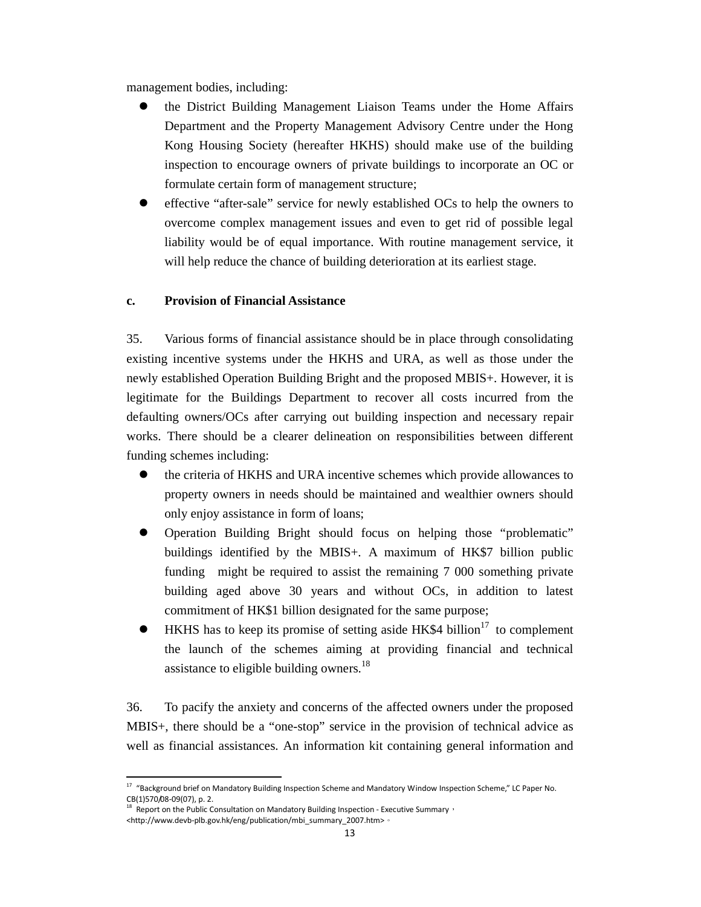management bodies, including:

- the District Building Management Liaison Teams under the Home Affairs Department and the Property Management Advisory Centre under the Hong Kong Housing Society (hereafter HKHS) should make use of the building inspection to encourage owners of private buildings to incorporate an OC or formulate certain form of management structure;
- effective "after-sale" service for newly established OCs to help the owners to overcome complex management issues and even to get rid of possible legal liability would be of equal importance. With routine management service, it will help reduce the chance of building deterioration at its earliest stage.

### c. Provision of Financial Assistance

35. Various forms of financial assistance should be in place through consolidating existing incentive systems under the HKHS and URA, as well as those under the newly established Operation Building Bright and the proposed MBIS+. However, it is legitimate for the Buildings Department to recover all costs incurred from the defaulting owners/OCs after carrying out building inspection and necessary repair works. There should be a clearer delineation on responsibilities between different funding schemes including:

- the criteria of HKHS and URA incentive schemes which provide allowances to property owners in needs should be maintained and wealthier owners should only enjoy assistance in form of loans;
- Operation Building Bright should focus on helping those "problematic" buildings identified by the MBIS+. A maximum of HK$7 billion public funding might be required to assist the remaining 7 000 something private building aged above 30 years and without OCs, in addition to latest commitment of HK$1 billion designated for the same purpose;
- HKHS has to keep its promise of setting aside HK$4 billion[17] to complement the launch of the schemes aiming at providing financial and technical assistance to eligible building owners.[18]

36. To pacify the anxiety and concerns of the affected owners under the proposed MBIS+, there should be a "one-stop" service in the provision of technical advice as well as financial assistances. An information kit containing general information and

---

[17] "Background brief on Mandatory Building Inspection Scheme and Mandatory Window Inspection Scheme," LC Paper No. CB(1)570/08-09(07), p. 2.

[18] Report on the Public Consultation on Mandatory Building Inspection - Executive Summary, <http://www.devb-plb.gov.hk/eng/publication/mbi_summary_2007.htm>.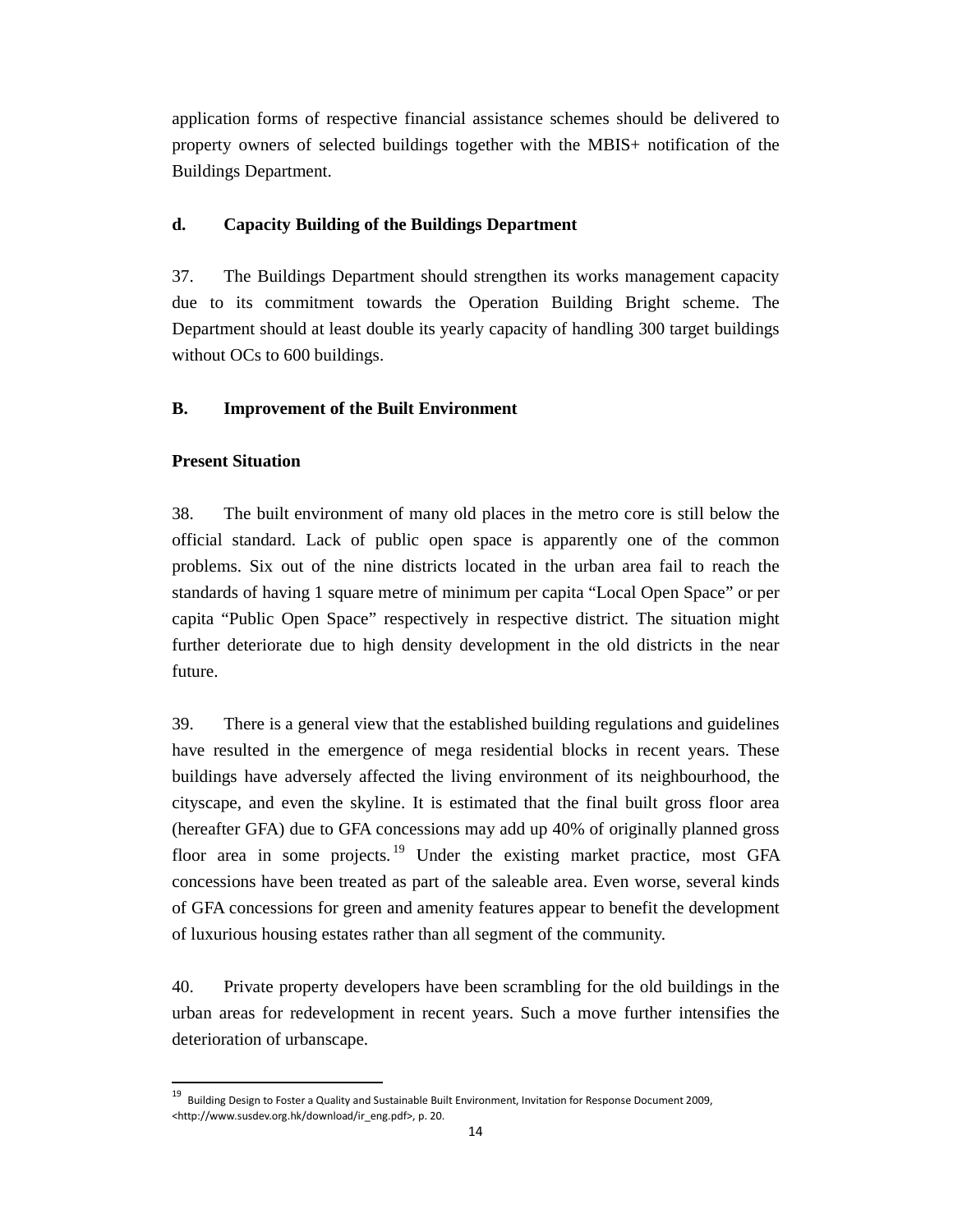application forms of respective financial assistance schemes should be delivered to property owners of selected buildings together with the MBIS+ notification of the Buildings Department.

**d. Capacity Building of the Buildings Department**

37. The Buildings Department should strengthen its works management capacity due to its commitment towards the Operation Building Bright scheme. The Department should at least double its yearly capacity of handling 300 target buildings without OCs to 600 buildings.

## B. Improvement of the Built Environment

**Present Situation**

38. The built environment of many old places in the metro core is still below the official standard. Lack of public open space is apparently one of the common problems. Six out of the nine districts located in the urban area fail to reach the standards of having 1 square metre of minimum per capita "Local Open Space" or per capita "Public Open Space" respectively in respective district. The situation might further deteriorate due to high density development in the old districts in the near future.

39. There is a general view that the established building regulations and guidelines have resulted in the emergence of mega residential blocks in recent years. These buildings have adversely affected the living environment of its neighbourhood, the cityscape, and even the skyline. It is estimated that the final built gross floor area (hereafter GFA) due to GFA concessions may add up 40% of originally planned gross floor area in some projects.[19] Under the existing market practice, most GFA concessions have been treated as part of the saleable area. Even worse, several kinds of GFA concessions for green and amenity features appear to benefit the development of luxurious housing estates rather than all segment of the community.

40. Private property developers have been scrambling for the old buildings in the urban areas for redevelopment in recent years. Such a move further intensifies the deterioration of urbanscape.

---

[19] Building Design to Foster a Quality and Sustainable Built Environment, Invitation for Response Document 2009, <http://www.susdev.org.hk/download/ir_eng.pdf>, p. 20.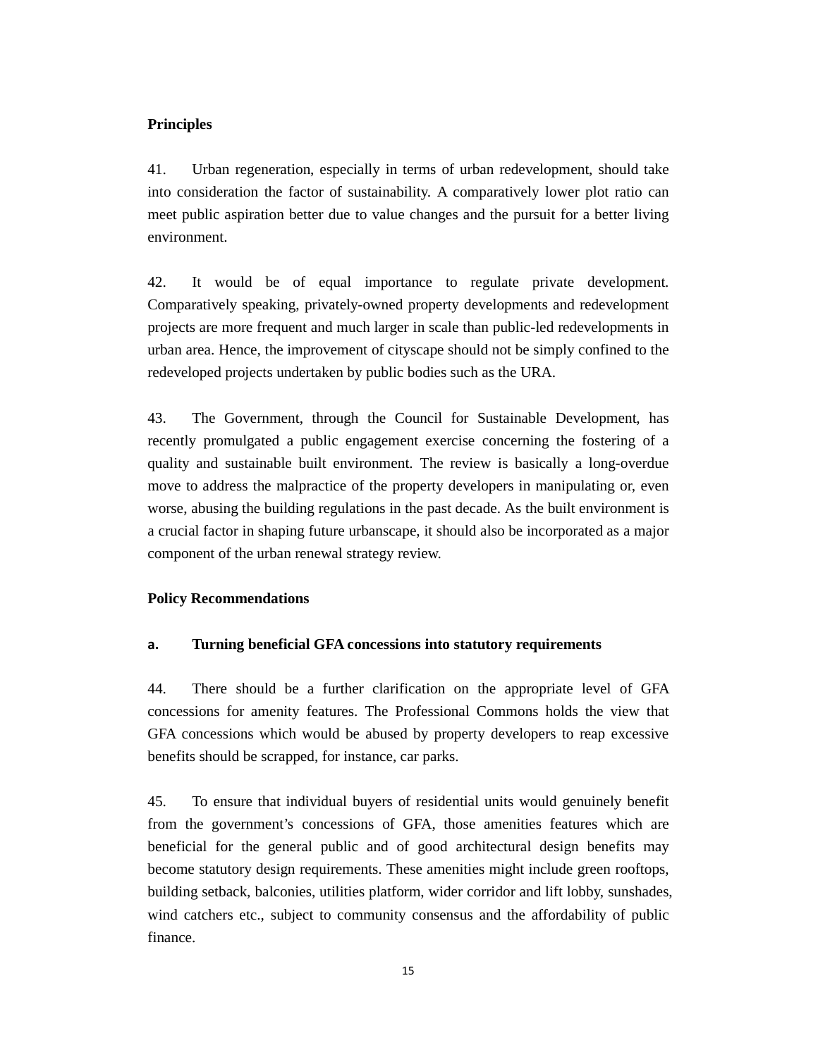**Principles**

41. Urban regeneration, especially in terms of urban redevelopment, should take into consideration the factor of sustainability. A comparatively lower plot ratio can meet public aspiration better due to value changes and the pursuit for a better living environment.

42. It would be of equal importance to regulate private development. Comparatively speaking, privately-owned property developments and redevelopment projects are more frequent and much larger in scale than public-led redevelopments in urban area. Hence, the improvement of cityscape should not be simply confined to the redeveloped projects undertaken by public bodies such as the URA.

43. The Government, through the Council for Sustainable Development, has recently promulgated a public engagement exercise concerning the fostering of a quality and sustainable built environment. The review is basically a long-overdue move to address the malpractice of the property developers in manipulating or, even worse, abusing the building regulations in the past decade. As the built environment is a crucial factor in shaping future urbanscape, it should also be incorporated as a major component of the urban renewal strategy review.

**Policy Recommendations**

**a. Turning beneficial GFA concessions into statutory requirements**

44. There should be a further clarification on the appropriate level of GFA concessions for amenity features. The Professional Commons holds the view that GFA concessions which would be abused by property developers to reap excessive benefits should be scrapped, for instance, car parks.

45. To ensure that individual buyers of residential units would genuinely benefit from the government's concessions of GFA, those amenities features which are beneficial for the general public and of good architectural design benefits may become statutory design requirements. These amenities might include green rooftops, building setback, balconies, utilities platform, wider corridor and lift lobby, sunshades, wind catchers etc., subject to community consensus and the affordability of public finance.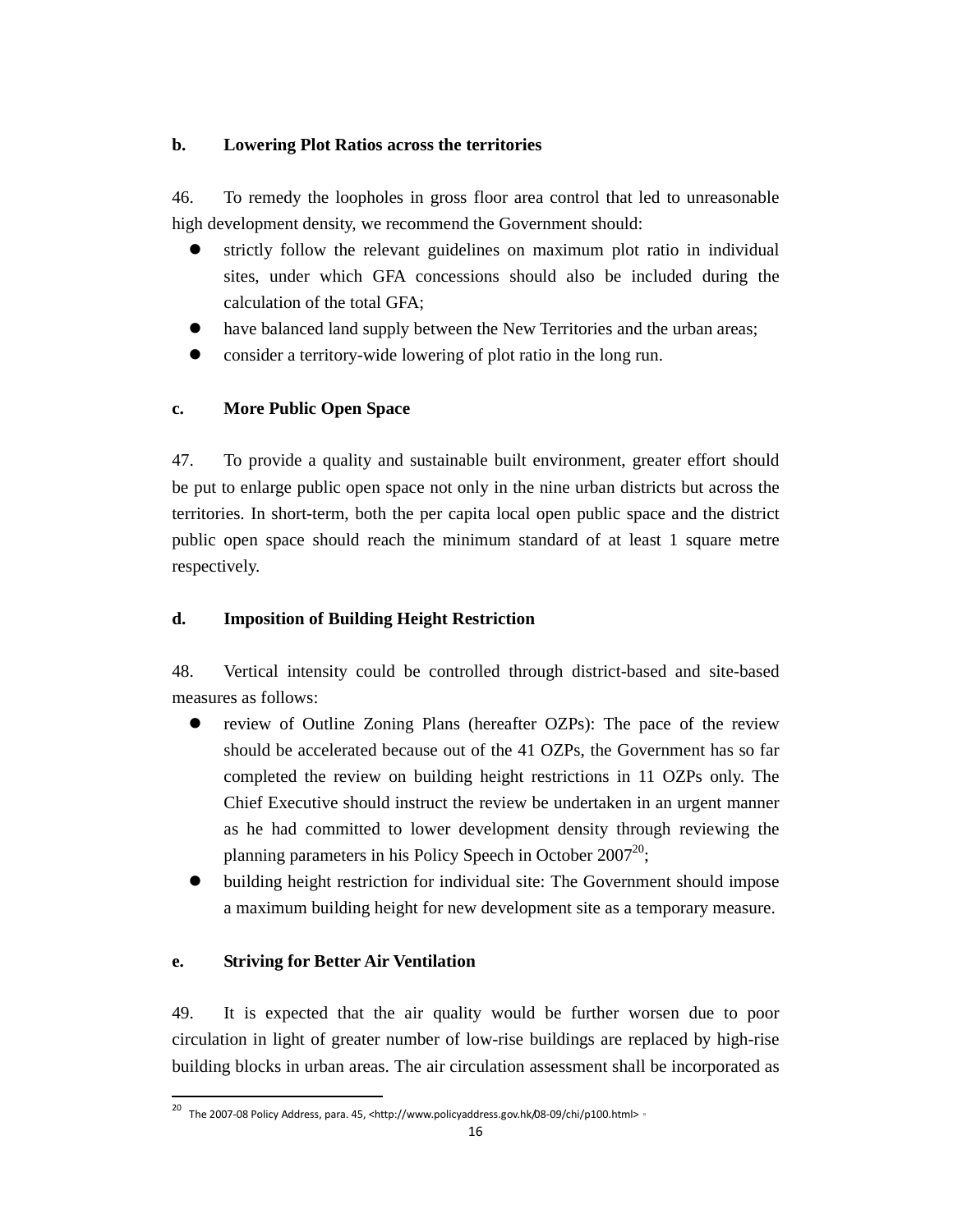**b. Lowering Plot Ratios across the territories**

46. To remedy the loopholes in gross floor area control that led to unreasonable high development density, we recommend the Government should:

- strictly follow the relevant guidelines on maximum plot ratio in individual sites, under which GFA concessions should also be included during the calculation of the total GFA;
- have balanced land supply between the New Territories and the urban areas;
- consider a territory-wide lowering of plot ratio in the long run.

**c. More Public Open Space**

47. To provide a quality and sustainable built environment, greater effort should be put to enlarge public open space not only in the nine urban districts but across the territories. In short-term, both the per capita local open public space and the district public open space should reach the minimum standard of at least 1 square metre respectively.

**d. Imposition of Building Height Restriction**

48. Vertical intensity could be controlled through district-based and site-based measures as follows:

- review of Outline Zoning Plans (hereafter OZPs): The pace of the review should be accelerated because out of the 41 OZPs, the Government has so far completed the review on building height restrictions in 11 OZPs only. The Chief Executive should instruct the review be undertaken in an urgent manner as he had committed to lower development density through reviewing the planning parameters in his Policy Speech in October 2007[20];
- building height restriction for individual site: The Government should impose a maximum building height for new development site as a temporary measure.

**e. Striving for Better Air Ventilation**

49. It is expected that the air quality would be further worsen due to poor circulation in light of greater number of low-rise buildings are replaced by high-rise building blocks in urban areas. The air circulation assessment shall be incorporated as

---

[20] The 2007-08 Policy Address, para. 45, <http://www.policyaddress.gov.hk/08-09/chi/p100.html>。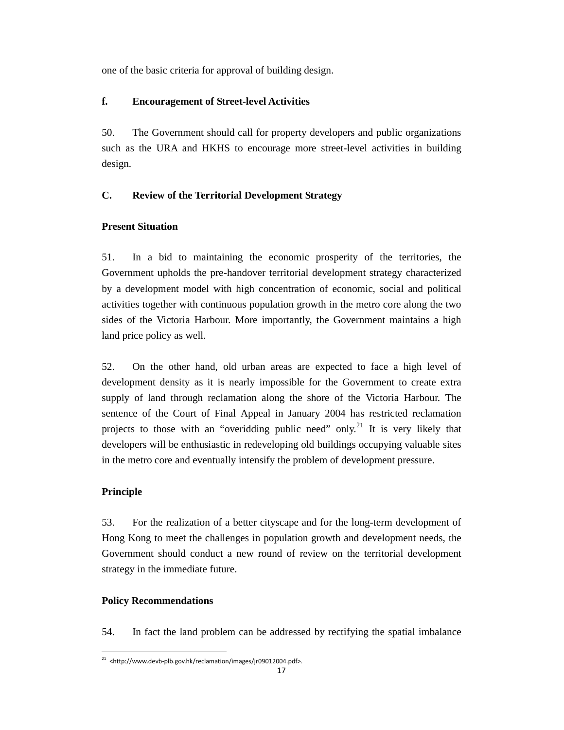one of the basic criteria for approval of building design.

**f. Encouragement of Street-level Activities**

50. The Government should call for property developers and public organizations such as the URA and HKHS to encourage more street-level activities in building design.

**C. Review of the Territorial Development Strategy**

**Present Situation**

51. In a bid to maintaining the economic prosperity of the territories, the Government upholds the pre-handover territorial development strategy characterized by a development model with high concentration of economic, social and political activities together with continuous population growth in the metro core along the two sides of the Victoria Harbour. More importantly, the Government maintains a high land price policy as well.

52. On the other hand, old urban areas are expected to face a high level of development density as it is nearly impossible for the Government to create extra supply of land through reclamation along the shore of the Victoria Harbour. The sentence of the Court of Final Appeal in January 2004 has restricted reclamation projects to those with an "overidding public need" only.[21] It is very likely that developers will be enthusiastic in redeveloping old buildings occupying valuable sites in the metro core and eventually intensify the problem of development pressure.

**Principle**

53. For the realization of a better cityscape and for the long-term development of Hong Kong to meet the challenges in population growth and development needs, the Government should conduct a new round of review on the territorial development strategy in the immediate future.

**Policy Recommendations**

54. In fact the land problem can be addressed by rectifying the spatial imbalance

---

[21] <http://www.devb-plb.gov.hk/reclamation/images/jr09012004.pdf>.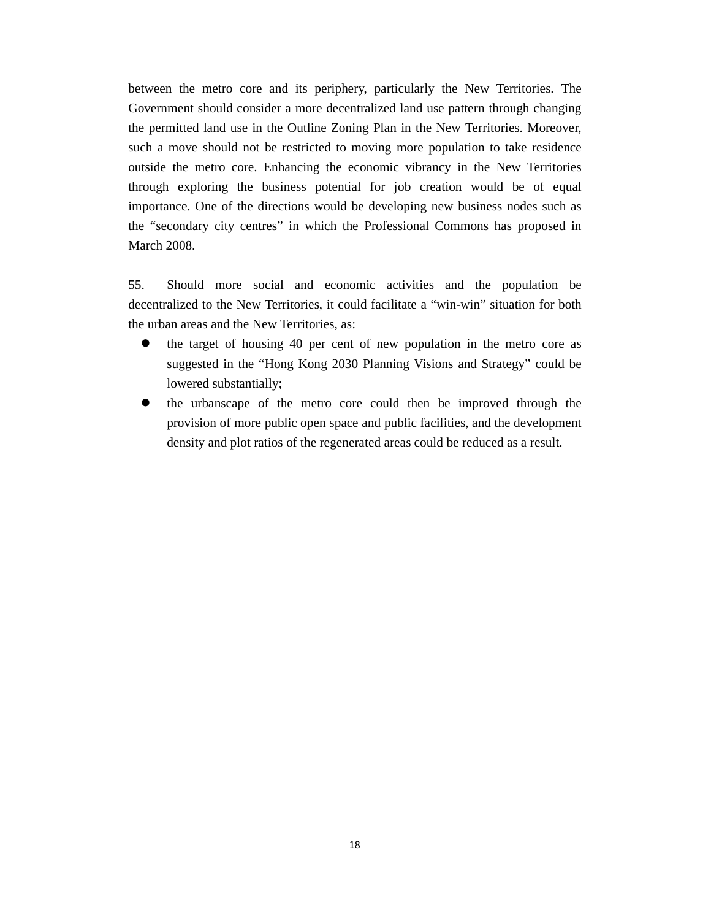between the metro core and its periphery, particularly the New Territories. The Government should consider a more decentralized land use pattern through changing the permitted land use in the Outline Zoning Plan in the New Territories. Moreover, such a move should not be restricted to moving more population to take residence outside the metro core. Enhancing the economic vibrancy in the New Territories through exploring the business potential for job creation would be of equal importance. One of the directions would be developing new business nodes such as the "secondary city centres" in which the Professional Commons has proposed in March 2008.

55. Should more social and economic activities and the population be decentralized to the New Territories, it could facilitate a "win-win" situation for both the urban areas and the New Territories, as:

- the target of housing 40 per cent of new population in the metro core as suggested in the "Hong Kong 2030 Planning Visions and Strategy" could be lowered substantially;
- the urbanscape of the metro core could then be improved through the provision of more public open space and public facilities, and the development density and plot ratios of the regenerated areas could be reduced as a result.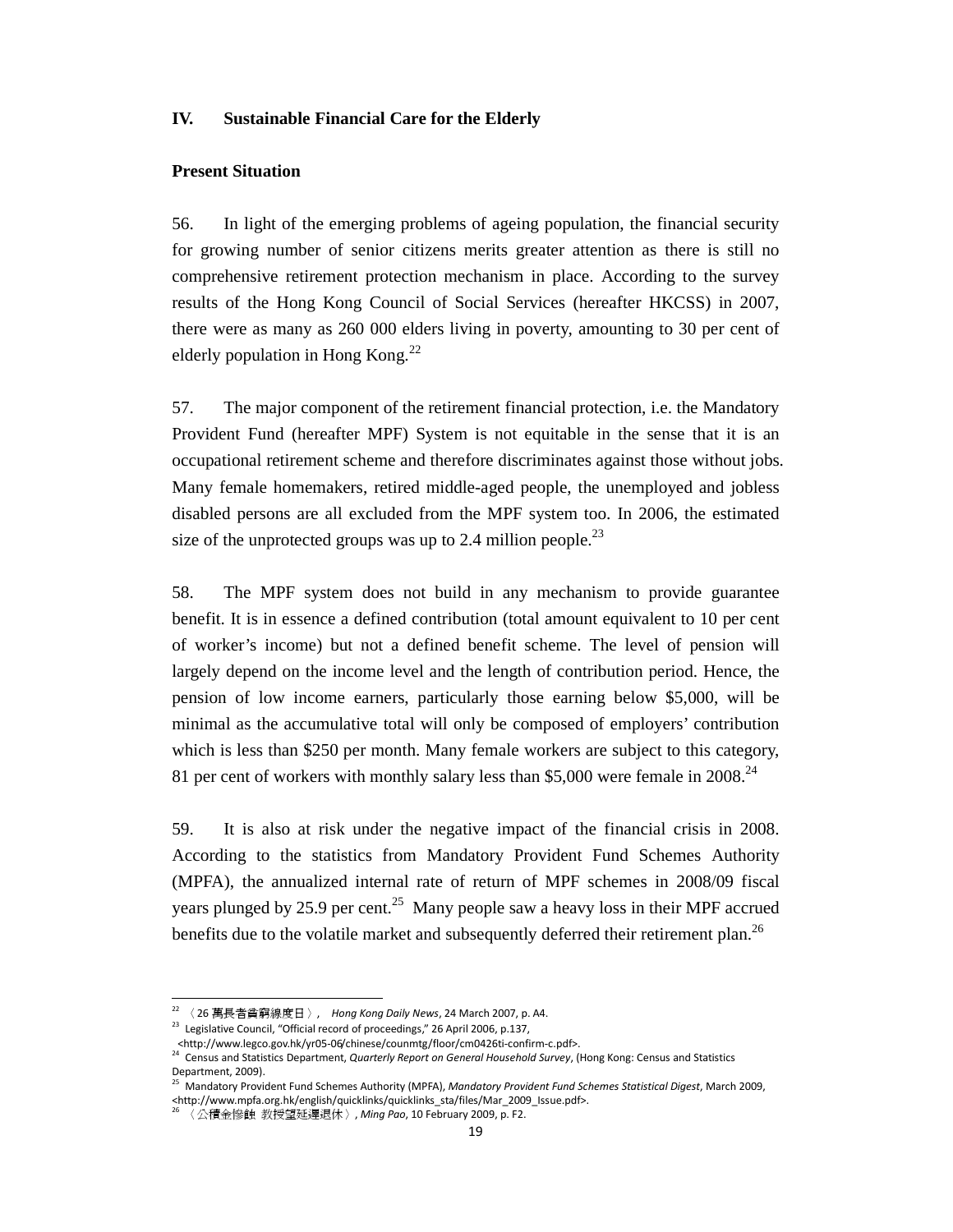## IV. Sustainable Financial Care for the Elderly

### Present Situation

56. In light of the emerging problems of ageing population, the financial security for growing number of senior citizens merits greater attention as there is still no comprehensive retirement protection mechanism in place. According to the survey results of the Hong Kong Council of Social Services (hereafter HKCSS) in 2007, there were as many as 260 000 elders living in poverty, amounting to 30 per cent of elderly population in Hong Kong.[22]

57. The major component of the retirement financial protection, i.e. the Mandatory Provident Fund (hereafter MPF) System is not equitable in the sense that it is an occupational retirement scheme and therefore discriminates against those without jobs. Many female homemakers, retired middle-aged people, the unemployed and jobless disabled persons are all excluded from the MPF system too. In 2006, the estimated size of the unprotected groups was up to 2.4 million people.[23]

58. The MPF system does not build in any mechanism to provide guarantee benefit. It is in essence a defined contribution (total amount equivalent to 10 per cent of worker's income) but not a defined benefit scheme. The level of pension will largely depend on the income level and the length of contribution period. Hence, the pension of low income earners, particularly those earning below $5,000, will be minimal as the accumulative total will only be composed of employers' contribution which is less than $250 per month. Many female workers are subject to this category, 81 per cent of workers with monthly salary less than $5,000 were female in 2008.[24]

59. It is also at risk under the negative impact of the financial crisis in 2008. According to the statistics from Mandatory Provident Fund Schemes Authority (MPFA), the annualized internal rate of return of MPF schemes in 2008/09 fiscal years plunged by 25.9 per cent.[25] Many people saw a heavy loss in their MPF accrued benefits due to the volatile market and subsequently deferred their retirement plan.[26]

---

[22] 〈26 萬長者貧窮線度日〉, *Hong Kong Daily News*, 24 March 2007, p. A4.

[23] Legislative Council, "Official record of proceedings," 26 April 2006, p.137, <http://www.legco.gov.hk/yr05-06/chinese/counmtg/floor/cm0426ti-confirm-c.pdf>.

[24] Census and Statistics Department, *Quarterly Report on General Household Survey*, (Hong Kong: Census and Statistics Department, 2009).

[25] Mandatory Provident Fund Schemes Authority (MPFA), *Mandatory Provident Fund Schemes Statistical Digest*, March 2009, <http://www.mpfa.org.hk/english/quicklinks/quicklinks_sta/files/Mar_2009_Issue.pdf>.

[26] 〈公積金慘蝕 教授望延遲退休〉, *Ming Pao*, 10 February 2009, p. F2.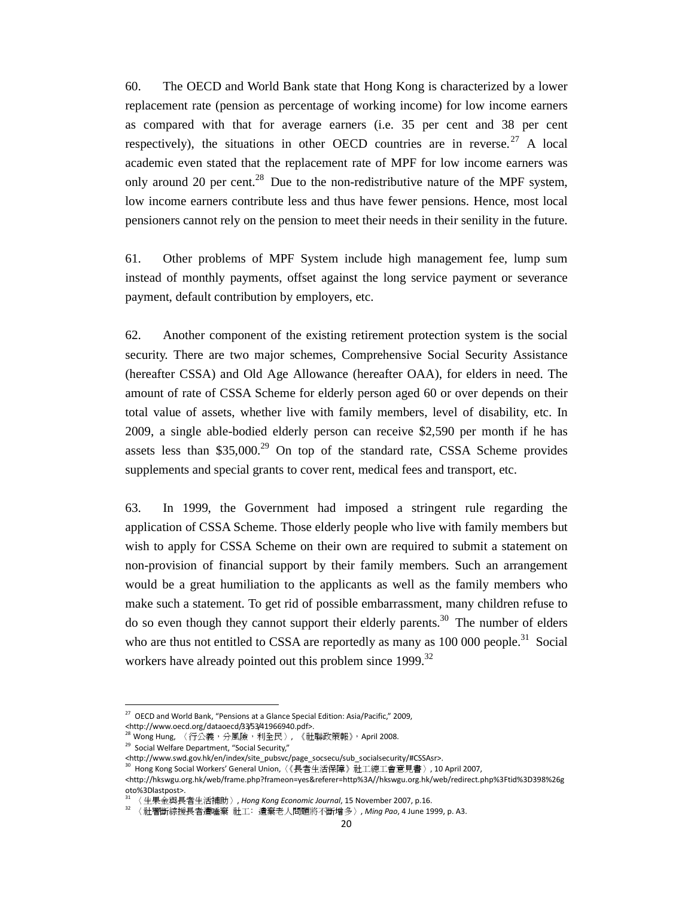60. The OECD and World Bank state that Hong Kong is characterized by a lower replacement rate (pension as percentage of working income) for low income earners as compared with that for average earners (i.e. 35 per cent and 38 per cent respectively), the situations in other OECD countries are in reverse.[27] A local academic even stated that the replacement rate of MPF for low income earners was only around 20 per cent.[28] Due to the non-redistributive nature of the MPF system, low income earners contribute less and thus have fewer pensions. Hence, most local pensioners cannot rely on the pension to meet their needs in their senility in the future.

61. Other problems of MPF System include high management fee, lump sum instead of monthly payments, offset against the long service payment or severance payment, default contribution by employers, etc.

62. Another component of the existing retirement protection system is the social security. There are two major schemes, Comprehensive Social Security Assistance (hereafter CSSA) and Old Age Allowance (hereafter OAA), for elders in need. The amount of rate of CSSA Scheme for elderly person aged 60 or over depends on their total value of assets, whether live with family members, level of disability, etc. In 2009, a single able-bodied elderly person can receive $2,590 per month if he has assets less than $35,000.[29] On top of the standard rate, CSSA Scheme provides supplements and special grants to cover rent, medical fees and transport, etc.

63. In 1999, the Government had imposed a stringent rule regarding the application of CSSA Scheme. Those elderly people who live with family members but wish to apply for CSSA Scheme on their own are required to submit a statement on non-provision of financial support by their family members. Such an arrangement would be a great humiliation to the applicants as well as the family members who make such a statement. To get rid of possible embarrassment, many children refuse to do so even though they cannot support their elderly parents.[30] The number of elders who are thus not entitled to CSSA are reportedly as many as 100 000 people.[31] Social workers have already pointed out this problem since 1999.[32]

---

[27] OECD and World Bank, "Pensions at a Glance Special Edition: Asia/Pacific," 2009, <http://www.oecd.org/dataoecd/33/53/41966940.pdf>.

[28] Wong Hung, 〈行公義，分風險，利全民〉, 《社聯政策報》, April 2008.

[29] Social Welfare Department, "Social Security," <http://www.swd.gov.hk/en/index/site_pubsvc/page_socsecu/sub_socialsecurity/#CSSAsr>.

[30] Hong Kong Social Workers' General Union,〈《長者生活保障》社工總工會意見書〉, 10 April 2007, <http://hkswgu.org.hk/web/frame.php?frameon=yes&referer=http%3A//hkswgu.org.hk/web/redirect.php%3Ftid%3D398%26goto%3Dlastpost>.

[31] 〈生果金與長者生活補助〉, *Hong Kong Economic Journal*, 15 November 2007, p.16.

[32] 〈社署斷綜援長者遭唾棄 社工：遺棄老人問題將不斷增多〉, *Ming Pao*, 4 June 1999, p. A3.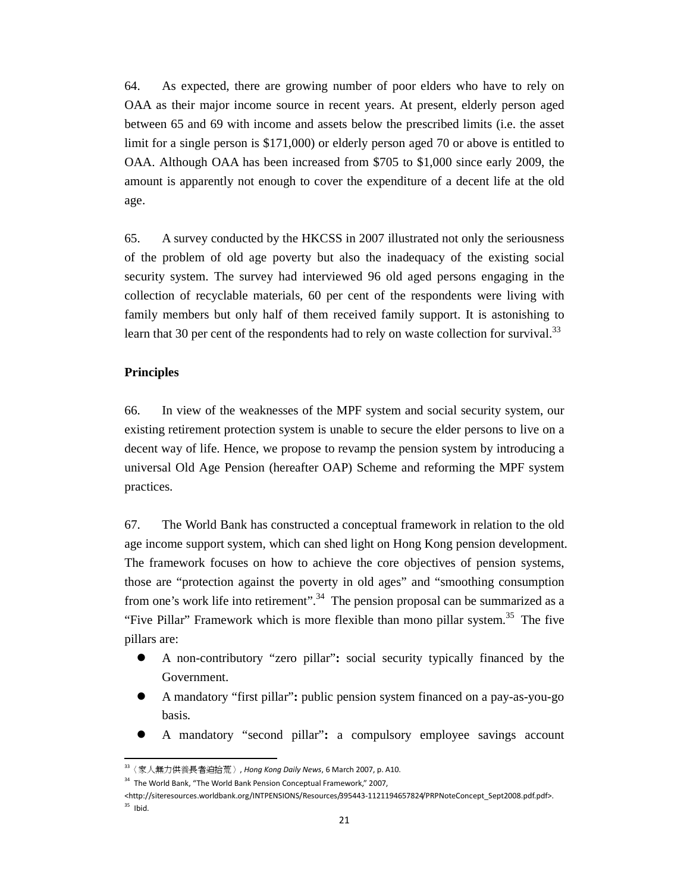64. As expected, there are growing number of poor elders who have to rely on OAA as their major income source in recent years. At present, elderly person aged between 65 and 69 with income and assets below the prescribed limits (i.e. the asset limit for a single person is $171,000) or elderly person aged 70 or above is entitled to OAA. Although OAA has been increased from $705 to $1,000 since early 2009, the amount is apparently not enough to cover the expenditure of a decent life at the old age.

65. A survey conducted by the HKCSS in 2007 illustrated not only the seriousness of the problem of old age poverty but also the inadequacy of the existing social security system. The survey had interviewed 96 old aged persons engaging in the collection of recyclable materials, 60 per cent of the respondents were living with family members but only half of them received family support. It is astonishing to learn that 30 per cent of the respondents had to rely on waste collection for survival.[33]

**Principles**

66. In view of the weaknesses of the MPF system and social security system, our existing retirement protection system is unable to secure the elder persons to live on a decent way of life. Hence, we propose to revamp the pension system by introducing a universal Old Age Pension (hereafter OAP) Scheme and reforming the MPF system practices.

67. The World Bank has constructed a conceptual framework in relation to the old age income support system, which can shed light on Hong Kong pension development. The framework focuses on how to achieve the core objectives of pension systems, those are "protection against the poverty in old ages" and "smoothing consumption from one's work life into retirement".[34] The pension proposal can be summarized as a "Five Pillar" Framework which is more flexible than mono pillar system.[35] The five pillars are:

- A non-contributory "zero pillar"**:** social security typically financed by the Government.
- A mandatory "first pillar"**:** public pension system financed on a pay-as-you-go basis.
- A mandatory "second pillar"**:** a compulsory employee savings account

---

[33] 〈家人無力供養長者迫拾荒〉, *Hong Kong Daily News*, 6 March 2007, p. A10.

[34] The World Bank, "The World Bank Pension Conceptual Framework," 2007, <http://siteresources.worldbank.org/INTPENSIONS/Resources/395443-1121194657824/PRPNoteConcept_Sept2008.pdf.pdf>.

[35] Ibid.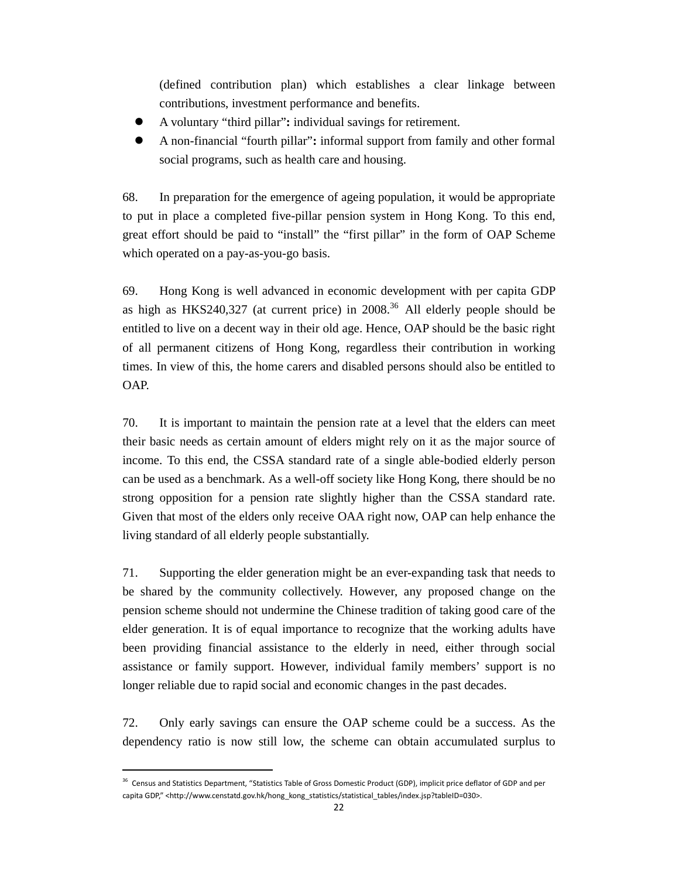(defined contribution plan) which establishes a clear linkage between contributions, investment performance and benefits.

- A voluntary “third pillar”**:** individual savings for retirement.
- A non-financial “fourth pillar”**:** informal support from family and other formal social programs, such as health care and housing.

68. In preparation for the emergence of ageing population, it would be appropriate to put in place a completed five-pillar pension system in Hong Kong. To this end, great effort should be paid to “install” the “first pillar” in the form of OAP Scheme which operated on a pay-as-you-go basis.

69. Hong Kong is well advanced in economic development with per capita GDP as high as HKS240,327 (at current price) in 2008.[36] All elderly people should be entitled to live on a decent way in their old age. Hence, OAP should be the basic right of all permanent citizens of Hong Kong, regardless their contribution in working times. In view of this, the home carers and disabled persons should also be entitled to OAP.

70. It is important to maintain the pension rate at a level that the elders can meet their basic needs as certain amount of elders might rely on it as the major source of income. To this end, the CSSA standard rate of a single able-bodied elderly person can be used as a benchmark. As a well-off society like Hong Kong, there should be no strong opposition for a pension rate slightly higher than the CSSA standard rate. Given that most of the elders only receive OAA right now, OAP can help enhance the living standard of all elderly people substantially.

71. Supporting the elder generation might be an ever-expanding task that needs to be shared by the community collectively. However, any proposed change on the pension scheme should not undermine the Chinese tradition of taking good care of the elder generation. It is of equal importance to recognize that the working adults have been providing financial assistance to the elderly in need, either through social assistance or family support. However, individual family members’ support is no longer reliable due to rapid social and economic changes in the past decades.

72. Only early savings can ensure the OAP scheme could be a success. As the dependency ratio is now still low, the scheme can obtain accumulated surplus to

---

[36] Census and Statistics Department, “Statistics Table of Gross Domestic Product (GDP), implicit price deflator of GDP and per capita GDP,” <http://www.censtatd.gov.hk/hong_kong_statistics/statistical_tables/index.jsp?tableID=030>.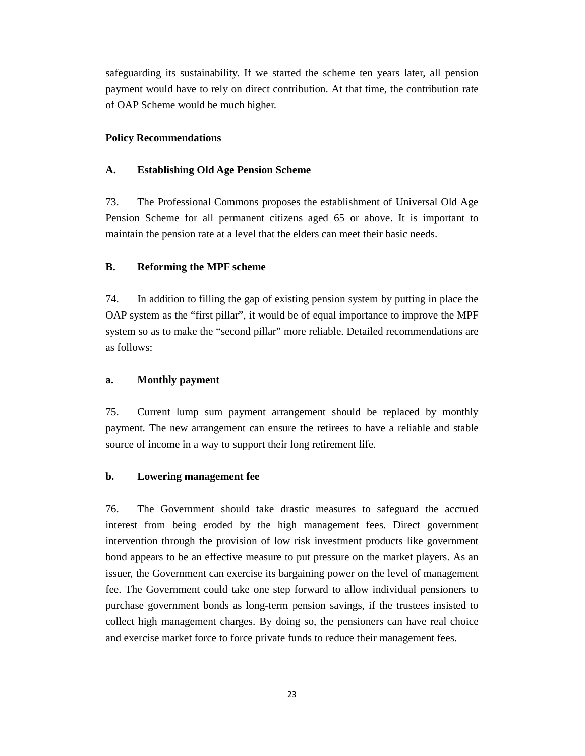safeguarding its sustainability. If we started the scheme ten years later, all pension payment would have to rely on direct contribution. At that time, the contribution rate of OAP Scheme would be much higher.

**Policy Recommendations**

**A. Establishing Old Age Pension Scheme**

73. The Professional Commons proposes the establishment of Universal Old Age Pension Scheme for all permanent citizens aged 65 or above. It is important to maintain the pension rate at a level that the elders can meet their basic needs.

**B. Reforming the MPF scheme**

74. In addition to filling the gap of existing pension system by putting in place the OAP system as the "first pillar", it would be of equal importance to improve the MPF system so as to make the "second pillar" more reliable. Detailed recommendations are as follows:

**a. Monthly payment**

75. Current lump sum payment arrangement should be replaced by monthly payment. The new arrangement can ensure the retirees to have a reliable and stable source of income in a way to support their long retirement life.

**b. Lowering management fee**

76. The Government should take drastic measures to safeguard the accrued interest from being eroded by the high management fees. Direct government intervention through the provision of low risk investment products like government bond appears to be an effective measure to put pressure on the market players. As an issuer, the Government can exercise its bargaining power on the level of management fee. The Government could take one step forward to allow individual pensioners to purchase government bonds as long-term pension savings, if the trustees insisted to collect high management charges. By doing so, the pensioners can have real choice and exercise market force to force private funds to reduce their management fees.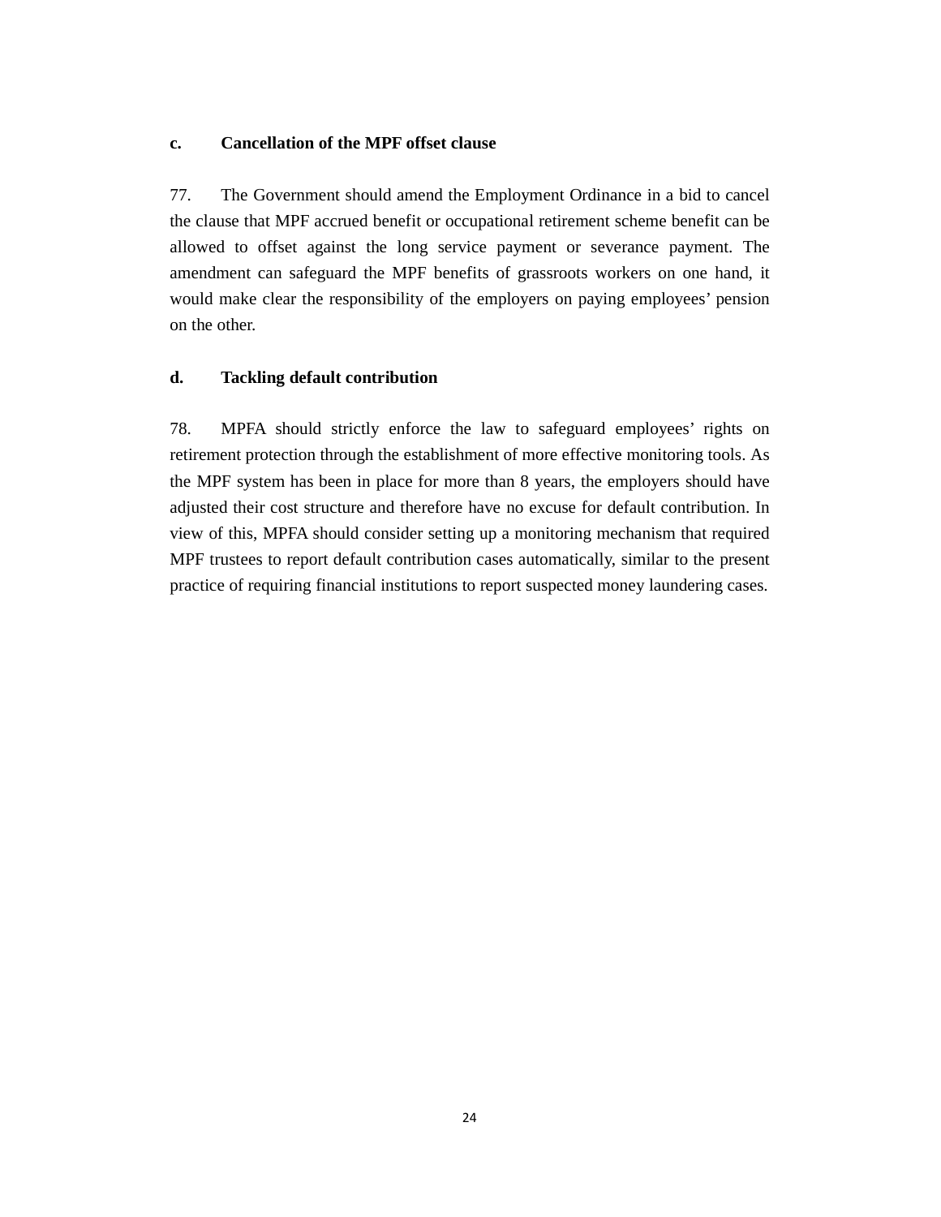**c. Cancellation of the MPF offset clause**

77. The Government should amend the Employment Ordinance in a bid to cancel the clause that MPF accrued benefit or occupational retirement scheme benefit can be allowed to offset against the long service payment or severance payment. The amendment can safeguard the MPF benefits of grassroots workers on one hand, it would make clear the responsibility of the employers on paying employees' pension on the other.

**d. Tackling default contribution**

78. MPFA should strictly enforce the law to safeguard employees' rights on retirement protection through the establishment of more effective monitoring tools. As the MPF system has been in place for more than 8 years, the employers should have adjusted their cost structure and therefore have no excuse for default contribution. In view of this, MPFA should consider setting up a monitoring mechanism that required MPF trustees to report default contribution cases automatically, similar to the present practice of requiring financial institutions to report suspected money laundering cases.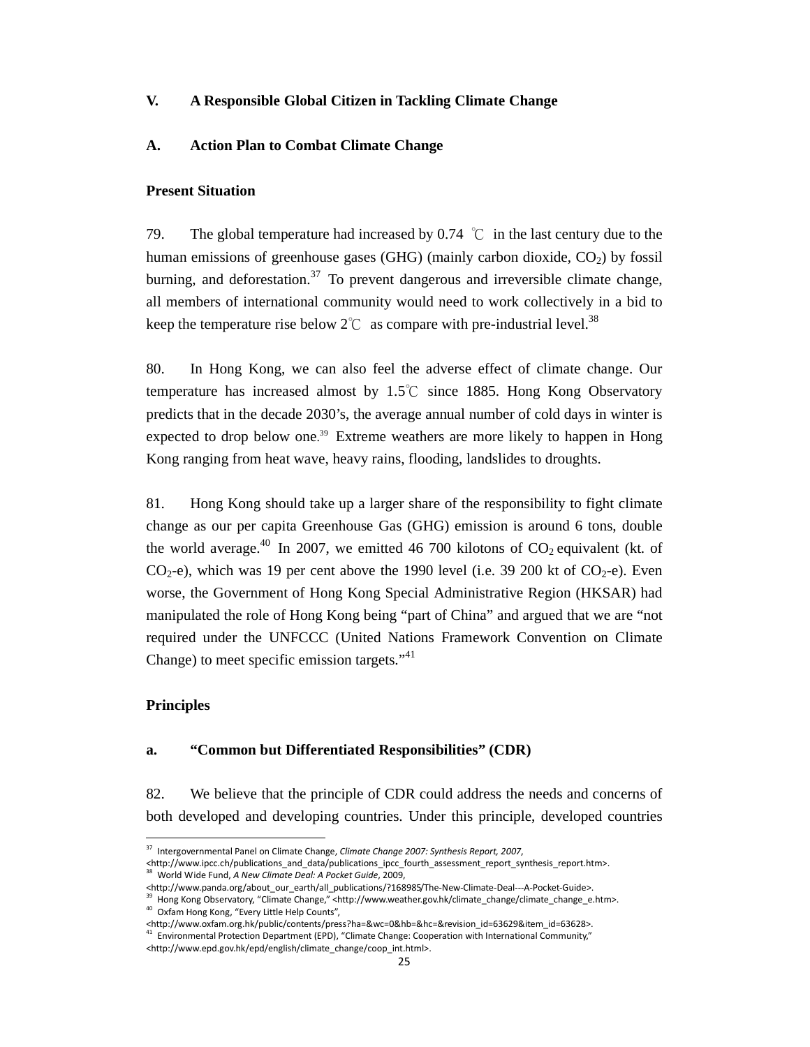## V. A Responsible Global Citizen in Tackling Climate Change

### A. Action Plan to Combat Climate Change

**Present Situation**

79. The global temperature had increased by 0.74 ℃ in the last century due to the human emissions of greenhouse gases (GHG) (mainly carbon dioxide, $CO_2$) by fossil burning, and deforestation.[37] To prevent dangerous and irreversible climate change, all members of international community would need to work collectively in a bid to keep the temperature rise below 2℃ as compare with pre-industrial level.[38]

80. In Hong Kong, we can also feel the adverse effect of climate change. Our temperature has increased almost by 1.5℃ since 1885. Hong Kong Observatory predicts that in the decade 2030's, the average annual number of cold days in winter is expected to drop below one.[39] Extreme weathers are more likely to happen in Hong Kong ranging from heat wave, heavy rains, flooding, landslides to droughts.

81. Hong Kong should take up a larger share of the responsibility to fight climate change as our per capita Greenhouse Gas (GHG) emission is around 6 tons, double the world average.[40] In 2007, we emitted 46 700 kilotons of $CO_2$ equivalent (kt. of $CO_2$-e), which was 19 per cent above the 1990 level (i.e. 39 200 kt of $CO_2$-e). Even worse, the Government of Hong Kong Special Administrative Region (HKSAR) had manipulated the role of Hong Kong being "part of China" and argued that we are "not required under the UNFCCC (United Nations Framework Convention on Climate Change) to meet specific emission targets."[41]

**Principles**

**a. "Common but Differentiated Responsibilities" (CDR)**

82. We believe that the principle of CDR could address the needs and concerns of both developed and developing countries. Under this principle, developed countries

---

[37] Intergovernmental Panel on Climate Change, *Climate Change 2007: Synthesis Report, 2007*, <http://www.ipcc.ch/publications_and_data/publications_ipcc_fourth_assessment_report_synthesis_report.htm>.

[38] World Wide Fund, *A New Climate Deal: A Pocket Guide*, 2009, <http://www.panda.org/about_our_earth/all_publications/?168985/The-New-Climate-Deal---A-Pocket-Guide>.

[39] Hong Kong Observatory, "Climate Change," <http://www.weather.gov.hk/climate_change/climate_change_e.htm>.

[40] Oxfam Hong Kong, "Every Little Help Counts", <http://www.oxfam.org.hk/public/contents/press?ha=&wc=0&hb=&hc=&revision_id=63629&item_id=63628>.

[41] Environmental Protection Department (EPD), "Climate Change: Cooperation with International Community," <http://www.epd.gov.hk/epd/english/climate_change/coop_int.html>.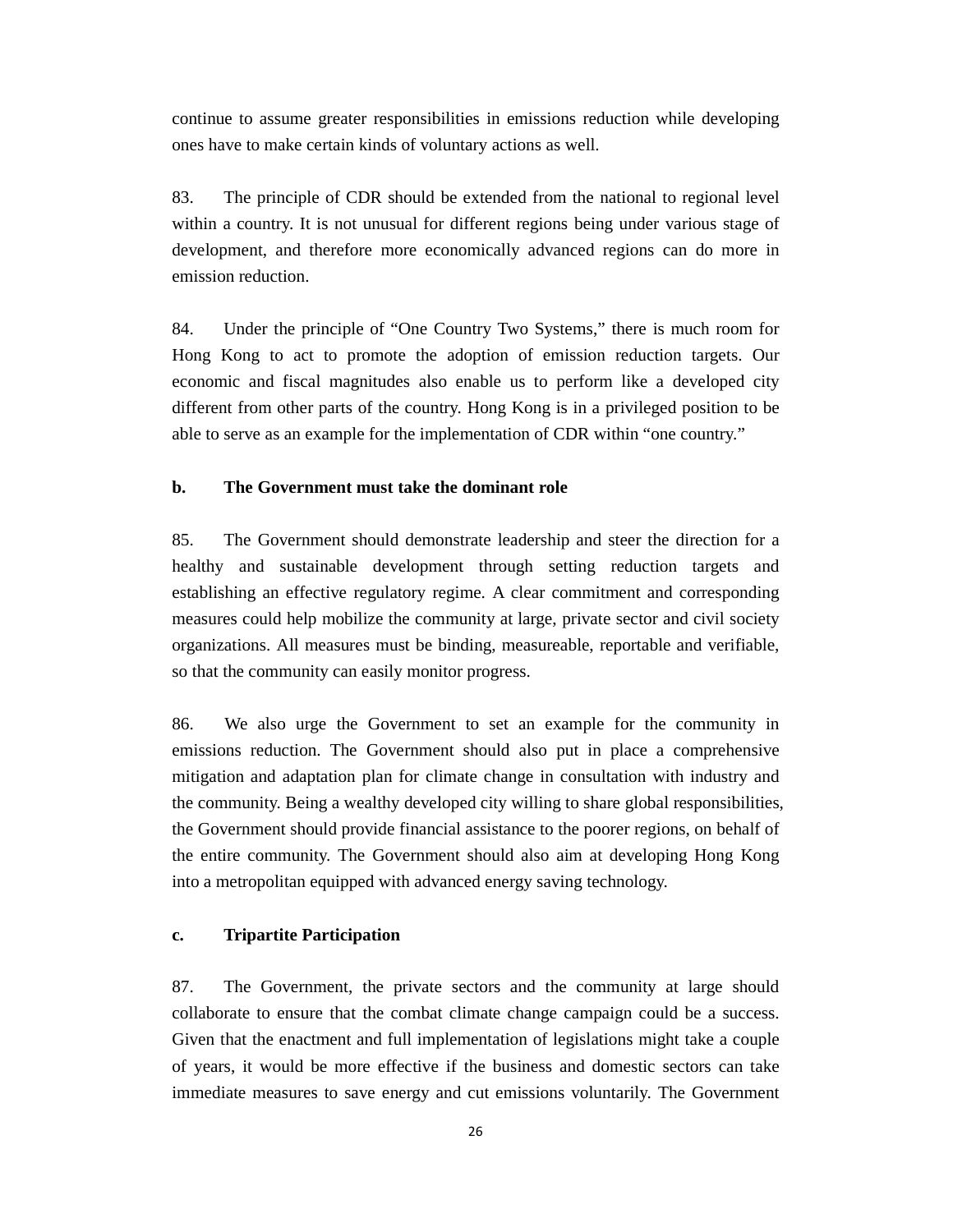continue to assume greater responsibilities in emissions reduction while developing ones have to make certain kinds of voluntary actions as well.

83. The principle of CDR should be extended from the national to regional level within a country. It is not unusual for different regions being under various stage of development, and therefore more economically advanced regions can do more in emission reduction.

84. Under the principle of "One Country Two Systems," there is much room for Hong Kong to act to promote the adoption of emission reduction targets. Our economic and fiscal magnitudes also enable us to perform like a developed city different from other parts of the country. Hong Kong is in a privileged position to be able to serve as an example for the implementation of CDR within "one country."

**b. The Government must take the dominant role**

85. The Government should demonstrate leadership and steer the direction for a healthy and sustainable development through setting reduction targets and establishing an effective regulatory regime. A clear commitment and corresponding measures could help mobilize the community at large, private sector and civil society organizations. All measures must be binding, measureable, reportable and verifiable, so that the community can easily monitor progress.

86. We also urge the Government to set an example for the community in emissions reduction. The Government should also put in place a comprehensive mitigation and adaptation plan for climate change in consultation with industry and the community. Being a wealthy developed city willing to share global responsibilities, the Government should provide financial assistance to the poorer regions, on behalf of the entire community. The Government should also aim at developing Hong Kong into a metropolitan equipped with advanced energy saving technology.

**c. Tripartite Participation**

87. The Government, the private sectors and the community at large should collaborate to ensure that the combat climate change campaign could be a success. Given that the enactment and full implementation of legislations might take a couple of years, it would be more effective if the business and domestic sectors can take immediate measures to save energy and cut emissions voluntarily. The Government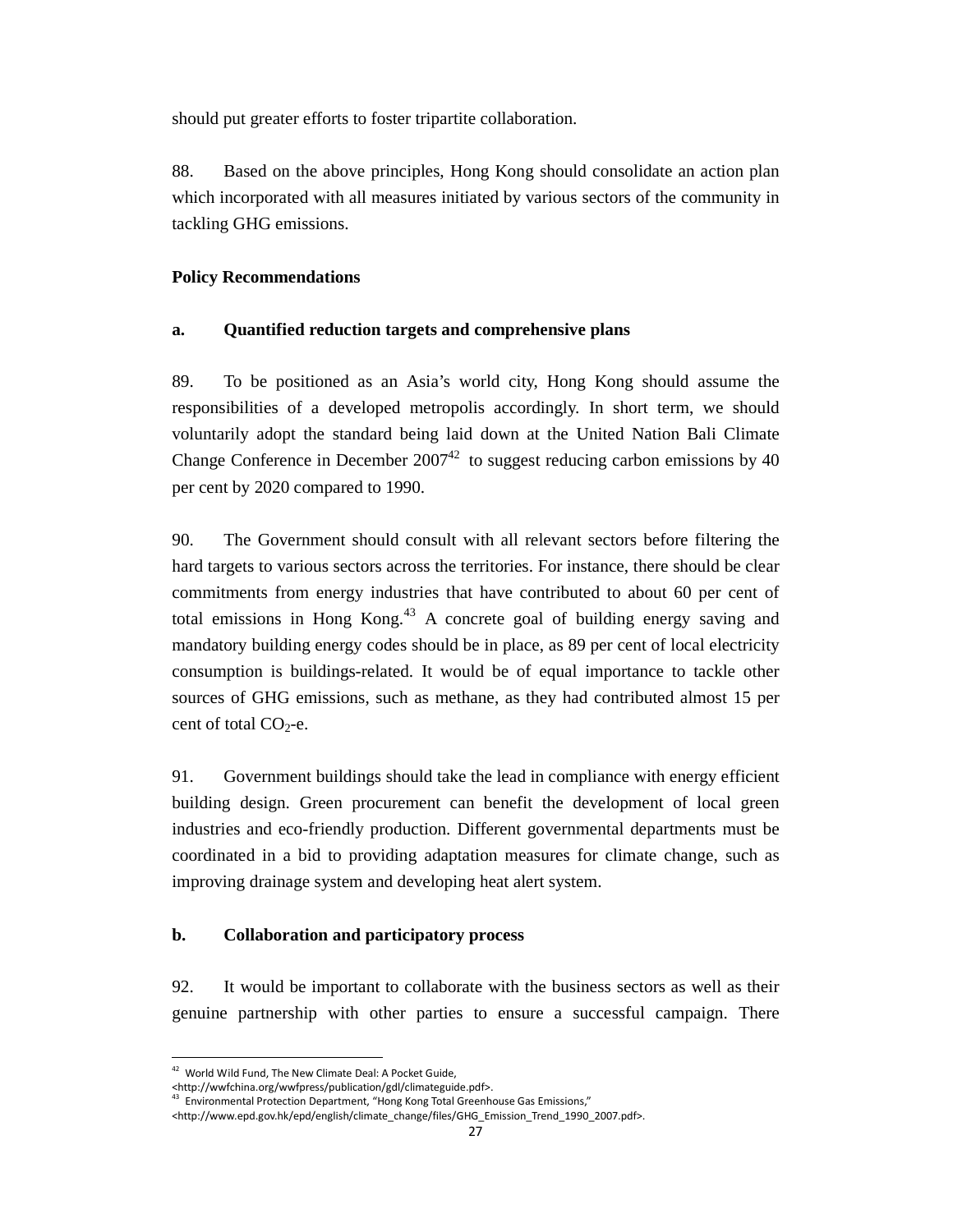should put greater efforts to foster tripartite collaboration.

88. Based on the above principles, Hong Kong should consolidate an action plan which incorporated with all measures initiated by various sectors of the community in tackling GHG emissions.

**Policy Recommendations**

**a. Quantified reduction targets and comprehensive plans**

89. To be positioned as an Asia's world city, Hong Kong should assume the responsibilities of a developed metropolis accordingly. In short term, we should voluntarily adopt the standard being laid down at the United Nation Bali Climate Change Conference in December 2007[42] to suggest reducing carbon emissions by 40 per cent by 2020 compared to 1990.

90. The Government should consult with all relevant sectors before filtering the hard targets to various sectors across the territories. For instance, there should be clear commitments from energy industries that have contributed to about 60 per cent of total emissions in Hong Kong.[43] A concrete goal of building energy saving and mandatory building energy codes should be in place, as 89 per cent of local electricity consumption is buildings-related. It would be of equal importance to tackle other sources of GHG emissions, such as methane, as they had contributed almost 15 per cent of total $CO_2$-e.

91. Government buildings should take the lead in compliance with energy efficient building design. Green procurement can benefit the development of local green industries and eco-friendly production. Different governmental departments must be coordinated in a bid to providing adaptation measures for climate change, such as improving drainage system and developing heat alert system.

**b. Collaboration and participatory process**

92. It would be important to collaborate with the business sectors as well as their genuine partnership with other parties to ensure a successful campaign. There

---

[42] World Wild Fund, The New Climate Deal: A Pocket Guide, <http://wwfchina.org/wwfpress/publication/gdl/climateguide.pdf>.

[43] Environmental Protection Department, "Hong Kong Total Greenhouse Gas Emissions," <http://www.epd.gov.hk/epd/english/climate_change/files/GHG_Emission_Trend_1990_2007.pdf>.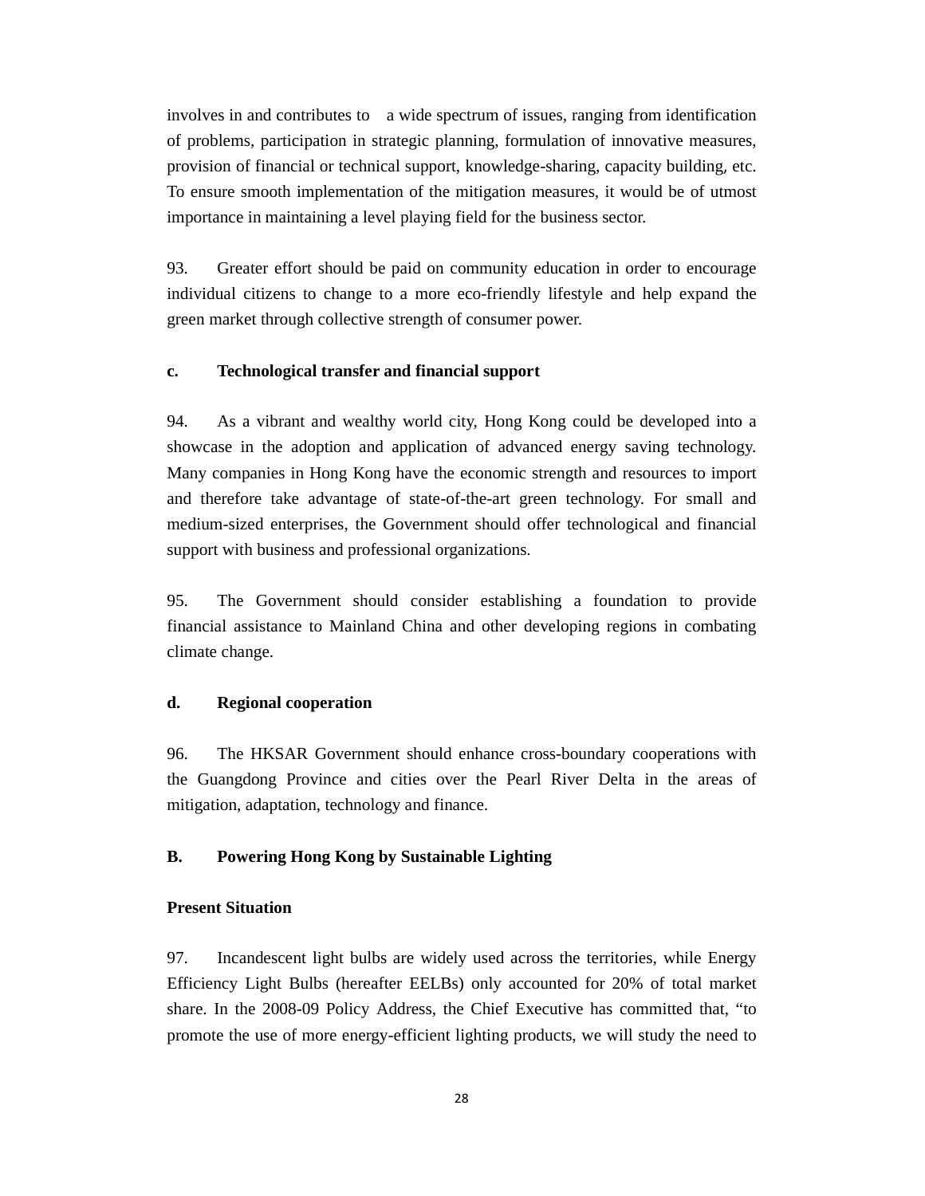involves in and contributes to a wide spectrum of issues, ranging from identification of problems, participation in strategic planning, formulation of innovative measures, provision of financial or technical support, knowledge-sharing, capacity building, etc. To ensure smooth implementation of the mitigation measures, it would be of utmost importance in maintaining a level playing field for the business sector.

93. Greater effort should be paid on community education in order to encourage individual citizens to change to a more eco-friendly lifestyle and help expand the green market through collective strength of consumer power.

**c. Technological transfer and financial support**

94. As a vibrant and wealthy world city, Hong Kong could be developed into a showcase in the adoption and application of advanced energy saving technology. Many companies in Hong Kong have the economic strength and resources to import and therefore take advantage of state-of-the-art green technology. For small and medium-sized enterprises, the Government should offer technological and financial support with business and professional organizations.

95. The Government should consider establishing a foundation to provide financial assistance to Mainland China and other developing regions in combating climate change.

**d. Regional cooperation**

96. The HKSAR Government should enhance cross-boundary cooperations with the Guangdong Province and cities over the Pearl River Delta in the areas of mitigation, adaptation, technology and finance.

## B. Powering Hong Kong by Sustainable Lighting

### Present Situation

97. Incandescent light bulbs are widely used across the territories, while Energy Efficiency Light Bulbs (hereafter EELBs) only accounted for 20% of total market share. In the 2008-09 Policy Address, the Chief Executive has committed that, "to promote the use of more energy-efficient lighting products, we will study the need to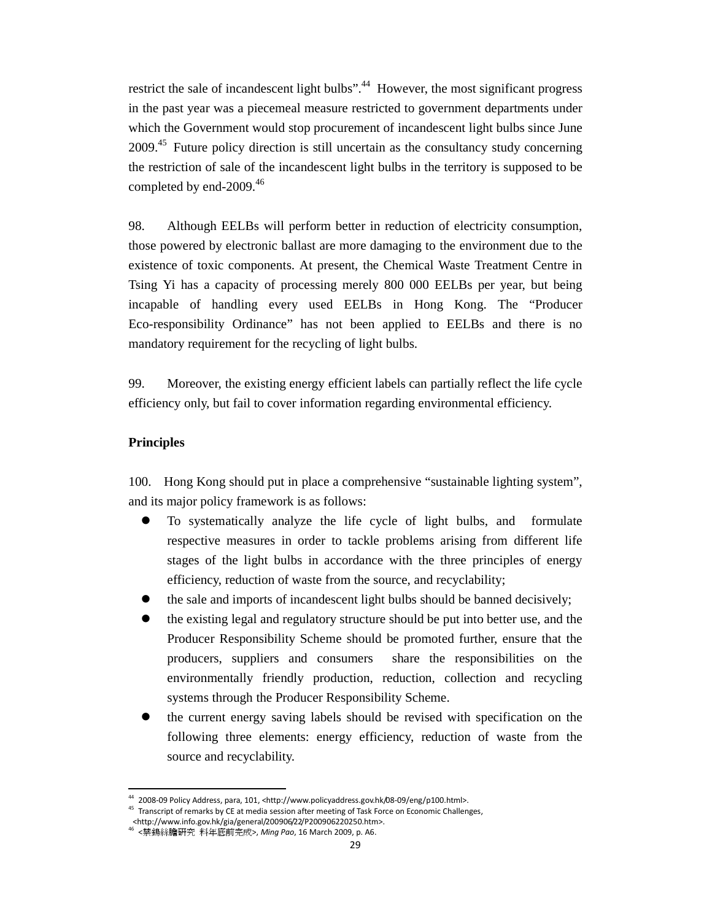restrict the sale of incandescent light bulbs".[44] However, the most significant progress in the past year was a piecemeal measure restricted to government departments under which the Government would stop procurement of incandescent light bulbs since June 2009.[45] Future policy direction is still uncertain as the consultancy study concerning the restriction of sale of the incandescent light bulbs in the territory is supposed to be completed by end-2009.[46]

98. Although EELBs will perform better in reduction of electricity consumption, those powered by electronic ballast are more damaging to the environment due to the existence of toxic components. At present, the Chemical Waste Treatment Centre in Tsing Yi has a capacity of processing merely 800 000 EELBs per year, but being incapable of handling every used EELBs in Hong Kong. The "Producer Eco-responsibility Ordinance" has not been applied to EELBs and there is no mandatory requirement for the recycling of light bulbs.

99. Moreover, the existing energy efficient labels can partially reflect the life cycle efficiency only, but fail to cover information regarding environmental efficiency.

**Principles**

100. Hong Kong should put in place a comprehensive "sustainable lighting system", and its major policy framework is as follows:

- To systematically analyze the life cycle of light bulbs, and formulate respective measures in order to tackle problems arising from different life stages of the light bulbs in accordance with the three principles of energy efficiency, reduction of waste from the source, and recyclability;
- the sale and imports of incandescent light bulbs should be banned decisively;
- the existing legal and regulatory structure should be put into better use, and the Producer Responsibility Scheme should be promoted further, ensure that the producers, suppliers and consumers share the responsibilities on the environmentally friendly production, reduction, collection and recycling systems through the Producer Responsibility Scheme.
- the current energy saving labels should be revised with specification on the following three elements: energy efficiency, reduction of waste from the source and recyclability.

---

[44] 2008-09 Policy Address, para, 101, <http://www.policyaddress.gov.hk/08-09/eng/p100.html>.

[45] Transcript of remarks by CE at media session after meeting of Task Force on Economic Challenges, <http://www.info.gov.hk/gia/general/200906/22/P200906220250.htm>.

[46] <禁鎢絲膽研究 料年底前完成>, *Ming Pao*, 16 March 2009, p. A6.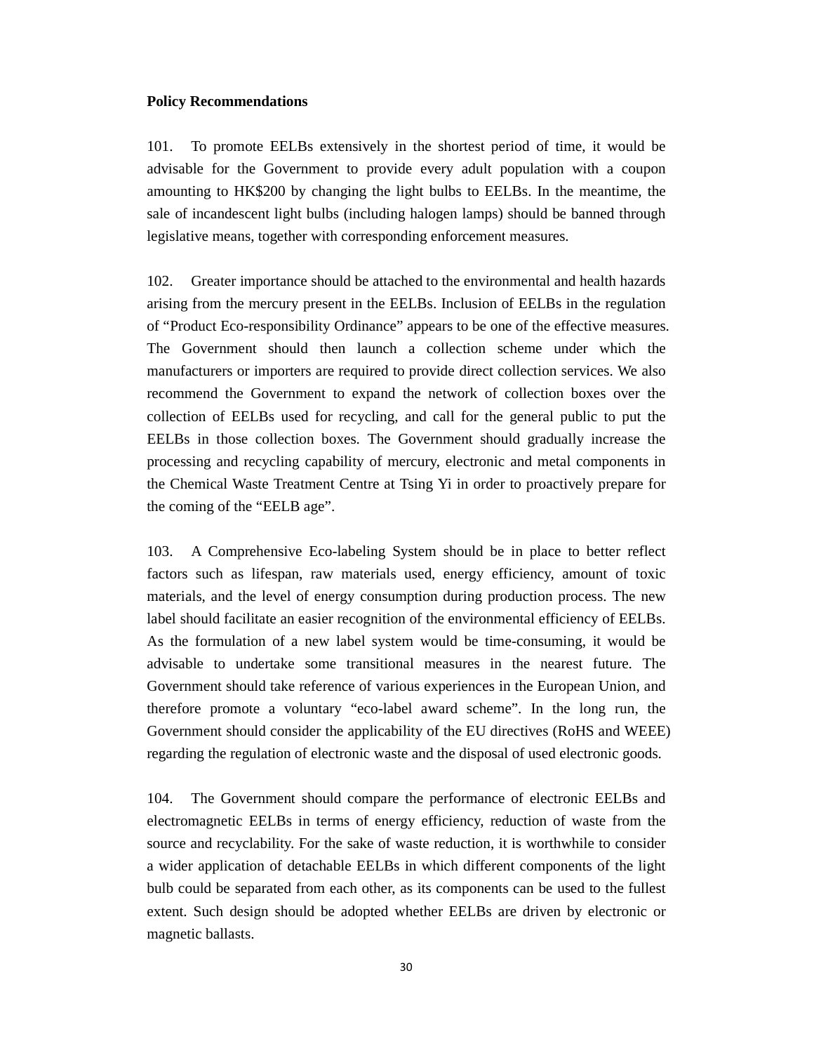**Policy Recommendations**

101. To promote EELBs extensively in the shortest period of time, it would be advisable for the Government to provide every adult population with a coupon amounting to HK$200 by changing the light bulbs to EELBs. In the meantime, the sale of incandescent light bulbs (including halogen lamps) should be banned through legislative means, together with corresponding enforcement measures.

102. Greater importance should be attached to the environmental and health hazards arising from the mercury present in the EELBs. Inclusion of EELBs in the regulation of "Product Eco-responsibility Ordinance" appears to be one of the effective measures. The Government should then launch a collection scheme under which the manufacturers or importers are required to provide direct collection services. We also recommend the Government to expand the network of collection boxes over the collection of EELBs used for recycling, and call for the general public to put the EELBs in those collection boxes. The Government should gradually increase the processing and recycling capability of mercury, electronic and metal components in the Chemical Waste Treatment Centre at Tsing Yi in order to proactively prepare for the coming of the "EELB age".

103. A Comprehensive Eco-labeling System should be in place to better reflect factors such as lifespan, raw materials used, energy efficiency, amount of toxic materials, and the level of energy consumption during production process. The new label should facilitate an easier recognition of the environmental efficiency of EELBs. As the formulation of a new label system would be time-consuming, it would be advisable to undertake some transitional measures in the nearest future. The Government should take reference of various experiences in the European Union, and therefore promote a voluntary "eco-label award scheme". In the long run, the Government should consider the applicability of the EU directives (RoHS and WEEE) regarding the regulation of electronic waste and the disposal of used electronic goods.

104. The Government should compare the performance of electronic EELBs and electromagnetic EELBs in terms of energy efficiency, reduction of waste from the source and recyclability. For the sake of waste reduction, it is worthwhile to consider a wider application of detachable EELBs in which different components of the light bulb could be separated from each other, as its components can be used to the fullest extent. Such design should be adopted whether EELBs are driven by electronic or magnetic ballasts.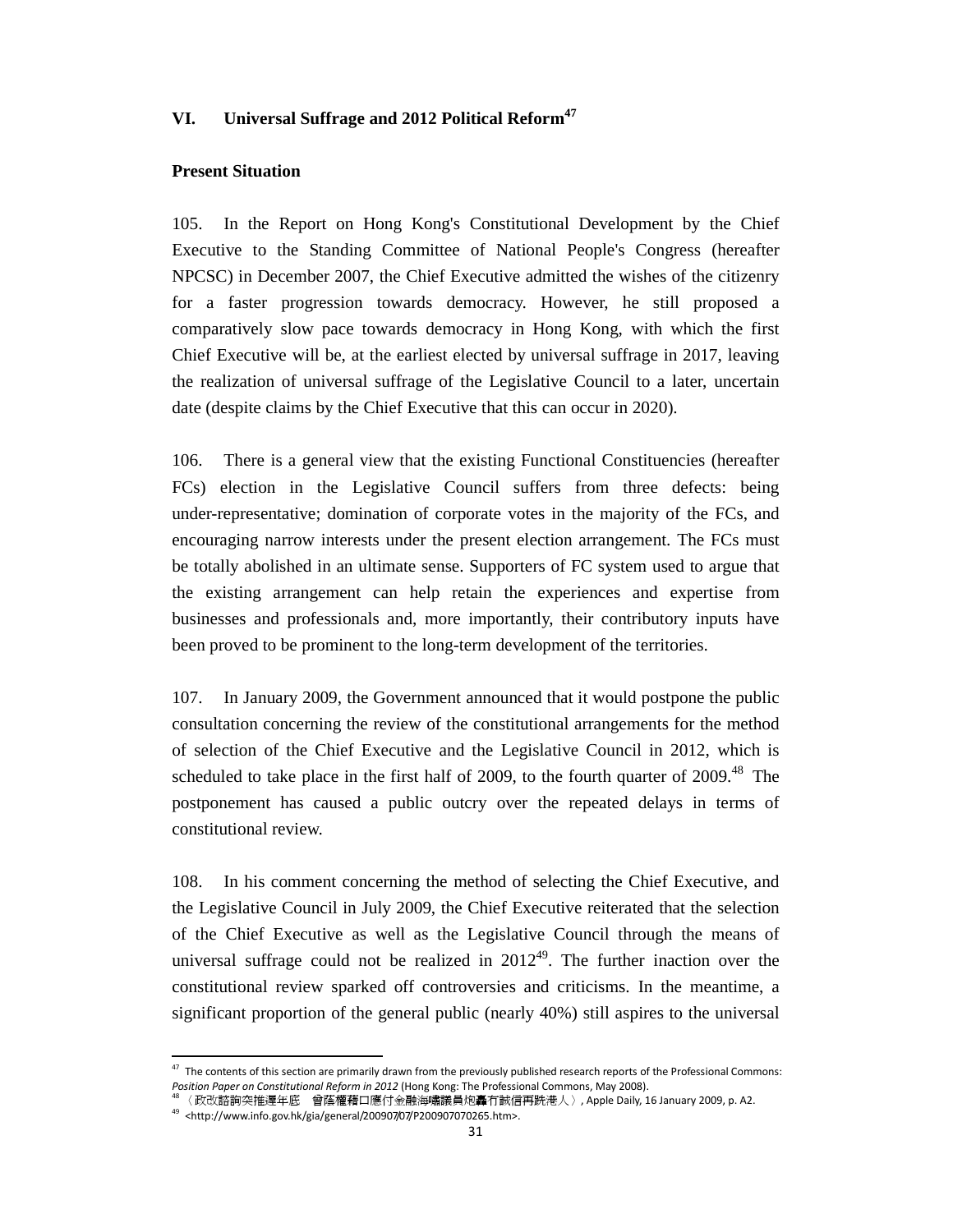## VI. Universal Suffrage and 2012 Political Reform[47]

### Present Situation

105. In the Report on Hong Kong's Constitutional Development by the Chief Executive to the Standing Committee of National People's Congress (hereafter NPCSC) in December 2007, the Chief Executive admitted the wishes of the citizenry for a faster progression towards democracy. However, he still proposed a comparatively slow pace towards democracy in Hong Kong, with which the first Chief Executive will be, at the earliest elected by universal suffrage in 2017, leaving the realization of universal suffrage of the Legislative Council to a later, uncertain date (despite claims by the Chief Executive that this can occur in 2020).

106. There is a general view that the existing Functional Constituencies (hereafter FCs) election in the Legislative Council suffers from three defects: being under-representative; domination of corporate votes in the majority of the FCs, and encouraging narrow interests under the present election arrangement. The FCs must be totally abolished in an ultimate sense. Supporters of FC system used to argue that the existing arrangement can help retain the experiences and expertise from businesses and professionals and, more importantly, their contributory inputs have been proved to be prominent to the long-term development of the territories.

107. In January 2009, the Government announced that it would postpone the public consultation concerning the review of the constitutional arrangements for the method of selection of the Chief Executive and the Legislative Council in 2012, which is scheduled to take place in the first half of 2009, to the fourth quarter of 2009.[48] The postponement has caused a public outcry over the repeated delays in terms of constitutional review.

108. In his comment concerning the method of selecting the Chief Executive, and the Legislative Council in July 2009, the Chief Executive reiterated that the selection of the Chief Executive as well as the Legislative Council through the means of universal suffrage could not be realized in 2012[49]. The further inaction over the constitutional review sparked off controversies and criticisms. In the meantime, a significant proportion of the general public (nearly 40%) still aspires to the universal

---

[47] The contents of this section are primarily drawn from the previously published research reports of the Professional Commons: *Position Paper on Constitutional Reform in 2012* (Hong Kong: The Professional Commons, May 2008).

[48] 〈政改諮詢突推遲年底　曾蔭權藉口應付金融海嘯議員炮轟冇誠信再跣港人〉, Apple Daily, 16 January 2009, p. A2.

[49] <http://www.info.gov.hk/gia/general/200907/07/P200907070265.htm>.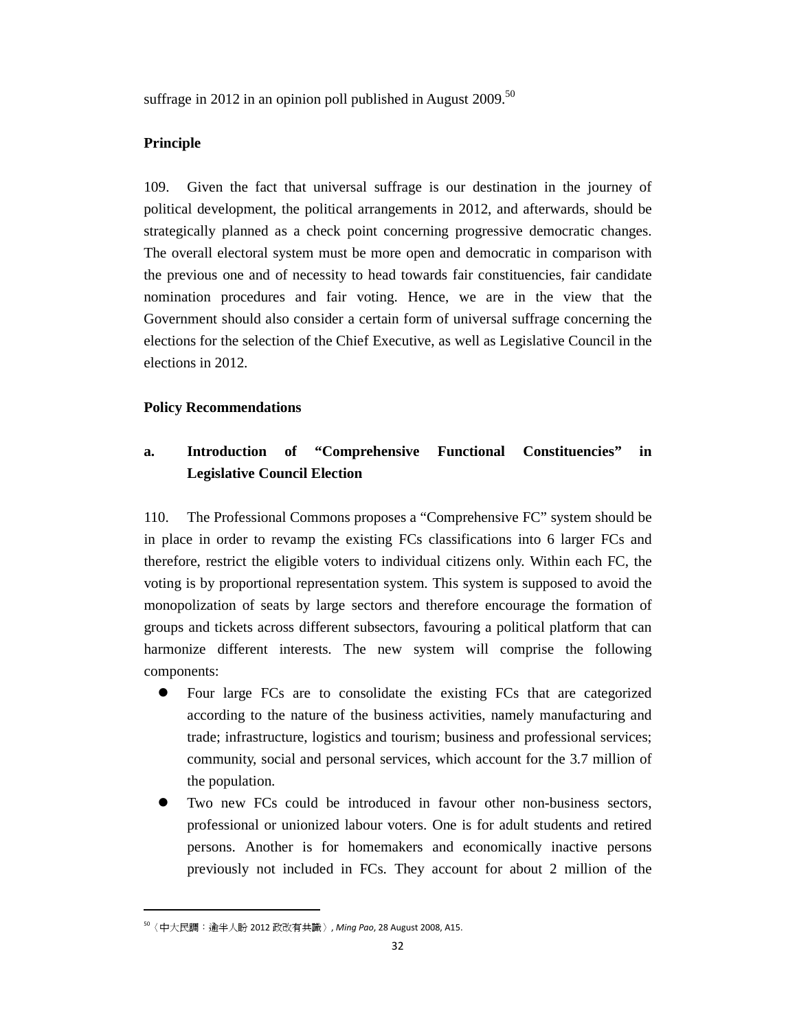suffrage in 2012 in an opinion poll published in August 2009.[50]

**Principle**

109. Given the fact that universal suffrage is our destination in the journey of political development, the political arrangements in 2012, and afterwards, should be strategically planned as a check point concerning progressive democratic changes. The overall electoral system must be more open and democratic in comparison with the previous one and of necessity to head towards fair constituencies, fair candidate nomination procedures and fair voting. Hence, we are in the view that the Government should also consider a certain form of universal suffrage concerning the elections for the selection of the Chief Executive, as well as Legislative Council in the elections in 2012.

**Policy Recommendations**

**a. Introduction of "Comprehensive Functional Constituencies" in Legislative Council Election**

110. The Professional Commons proposes a "Comprehensive FC" system should be in place in order to revamp the existing FCs classifications into 6 larger FCs and therefore, restrict the eligible voters to individual citizens only. Within each FC, the voting is by proportional representation system. This system is supposed to avoid the monopolization of seats by large sectors and therefore encourage the formation of groups and tickets across different subsectors, favouring a political platform that can harmonize different interests. The new system will comprise the following components:

- Four large FCs are to consolidate the existing FCs that are categorized according to the nature of the business activities, namely manufacturing and trade; infrastructure, logistics and tourism; business and professional services; community, social and personal services, which account for the 3.7 million of the population.
- Two new FCs could be introduced in favour other non-business sectors, professional or unionized labour voters. One is for adult students and retired persons. Another is for homemakers and economically inactive persons previously not included in FCs. They account for about 2 million of the

---

[50]〈中大民調：逾半人盼 2012 政改有共識〉, *Ming Pao*, 28 August 2008, A15.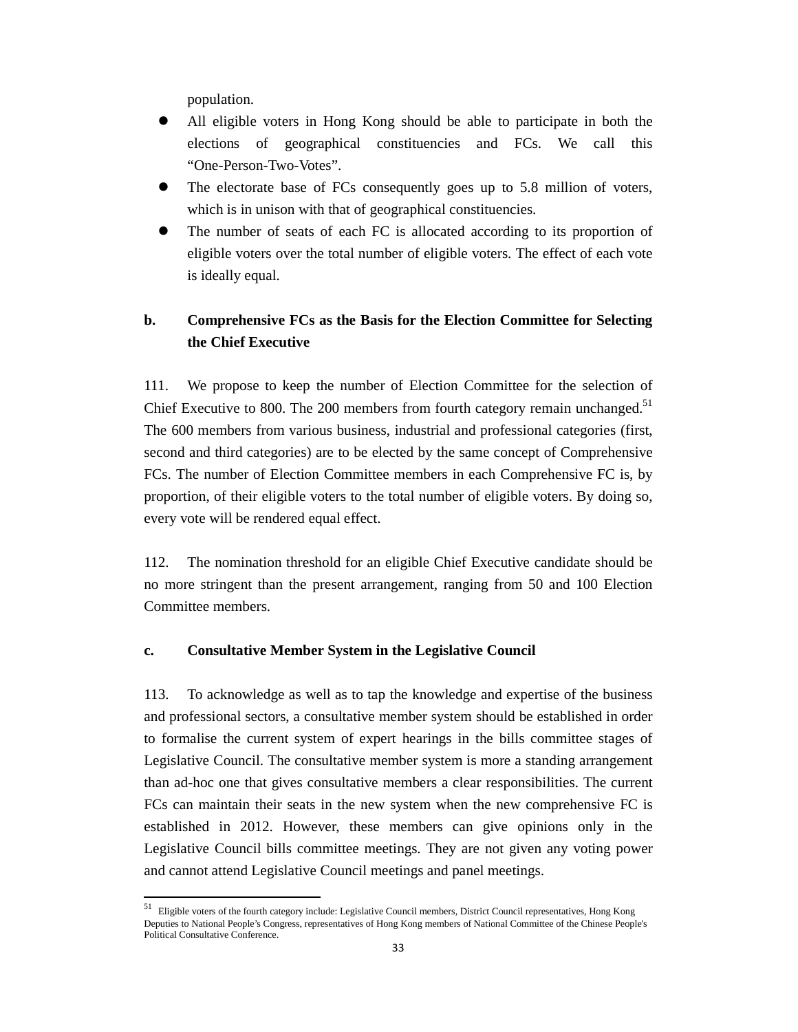population.

- All eligible voters in Hong Kong should be able to participate in both the elections of geographical constituencies and FCs. We call this "One-Person-Two-Votes".
- The electorate base of FCs consequently goes up to 5.8 million of voters, which is in unison with that of geographical constituencies.
- The number of seats of each FC is allocated according to its proportion of eligible voters over the total number of eligible voters. The effect of each vote is ideally equal.

### b. Comprehensive FCs as the Basis for the Election Committee for Selecting the Chief Executive

111. We propose to keep the number of Election Committee for the selection of Chief Executive to 800. The 200 members from fourth category remain unchanged.[51] The 600 members from various business, industrial and professional categories (first, second and third categories) are to be elected by the same concept of Comprehensive FCs. The number of Election Committee members in each Comprehensive FC is, by proportion, of their eligible voters to the total number of eligible voters. By doing so, every vote will be rendered equal effect.

112. The nomination threshold for an eligible Chief Executive candidate should be no more stringent than the present arrangement, ranging from 50 and 100 Election Committee members.

### c. Consultative Member System in the Legislative Council

113. To acknowledge as well as to tap the knowledge and expertise of the business and professional sectors, a consultative member system should be established in order to formalise the current system of expert hearings in the bills committee stages of Legislative Council. The consultative member system is more a standing arrangement than ad-hoc one that gives consultative members a clear responsibilities. The current FCs can maintain their seats in the new system when the new comprehensive FC is established in 2012. However, these members can give opinions only in the Legislative Council bills committee meetings. They are not given any voting power and cannot attend Legislative Council meetings and panel meetings.

---

[51] Eligible voters of the fourth category include: Legislative Council members, District Council representatives, Hong Kong Deputies to National People's Congress, representatives of Hong Kong members of National Committee of the Chinese People's Political Consultative Conference.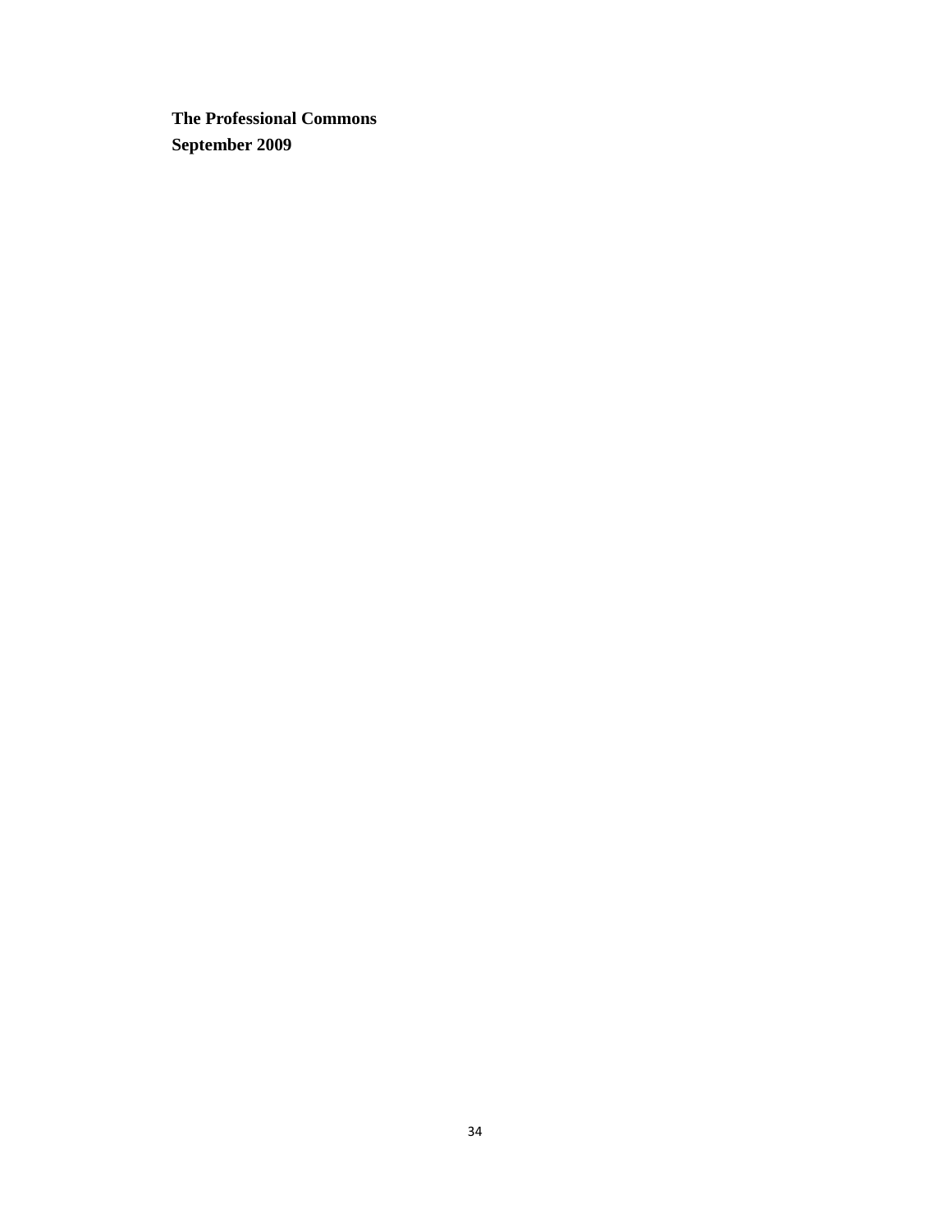**The Professional Commons**
**September 2009**